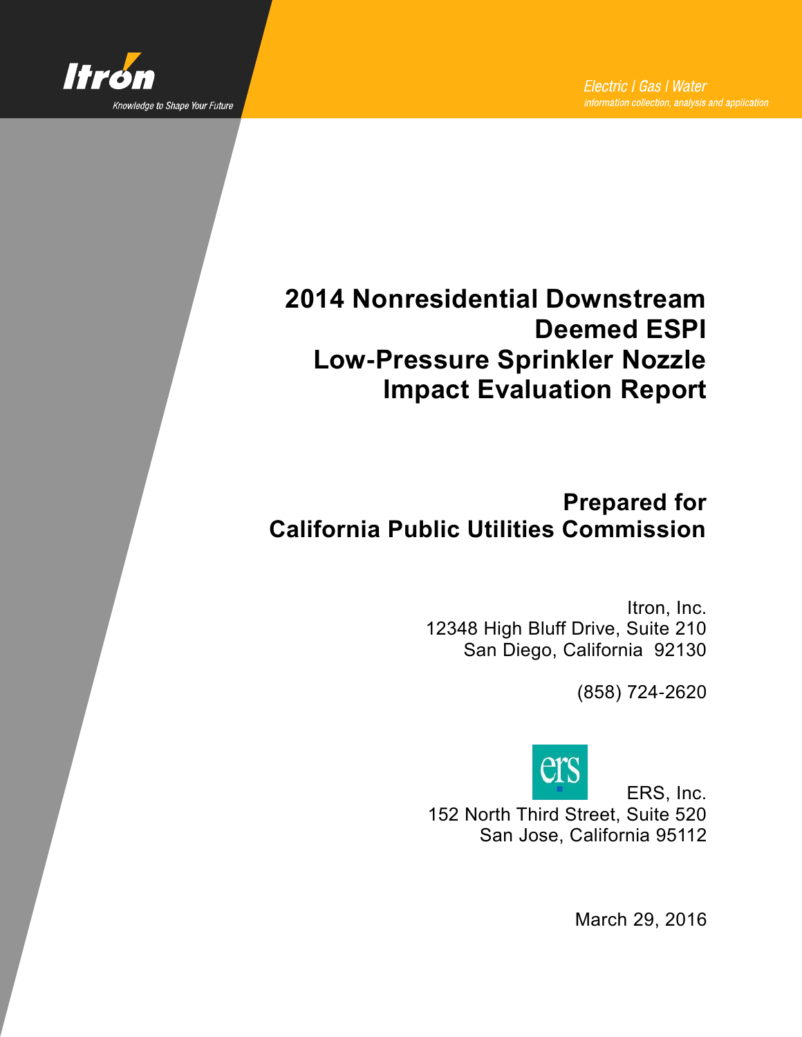Itron

Knowledge to Shape Your Future

Electric | Gas | Water

information collection, analysis and application

# 2014 Nonresidential Downstream Deemed ESPI Low-Pressure Sprinkler Nozzle Impact Evaluation Report

## Prepared for California Public Utilities Commission

Itron, Inc.
12348 High Bluff Drive, Suite 210
San Diego, California 92130

(858) 724-2620

ers

ERS, Inc.
152 North Third Street, Suite 520
San Jose, California 95112

March 29, 2016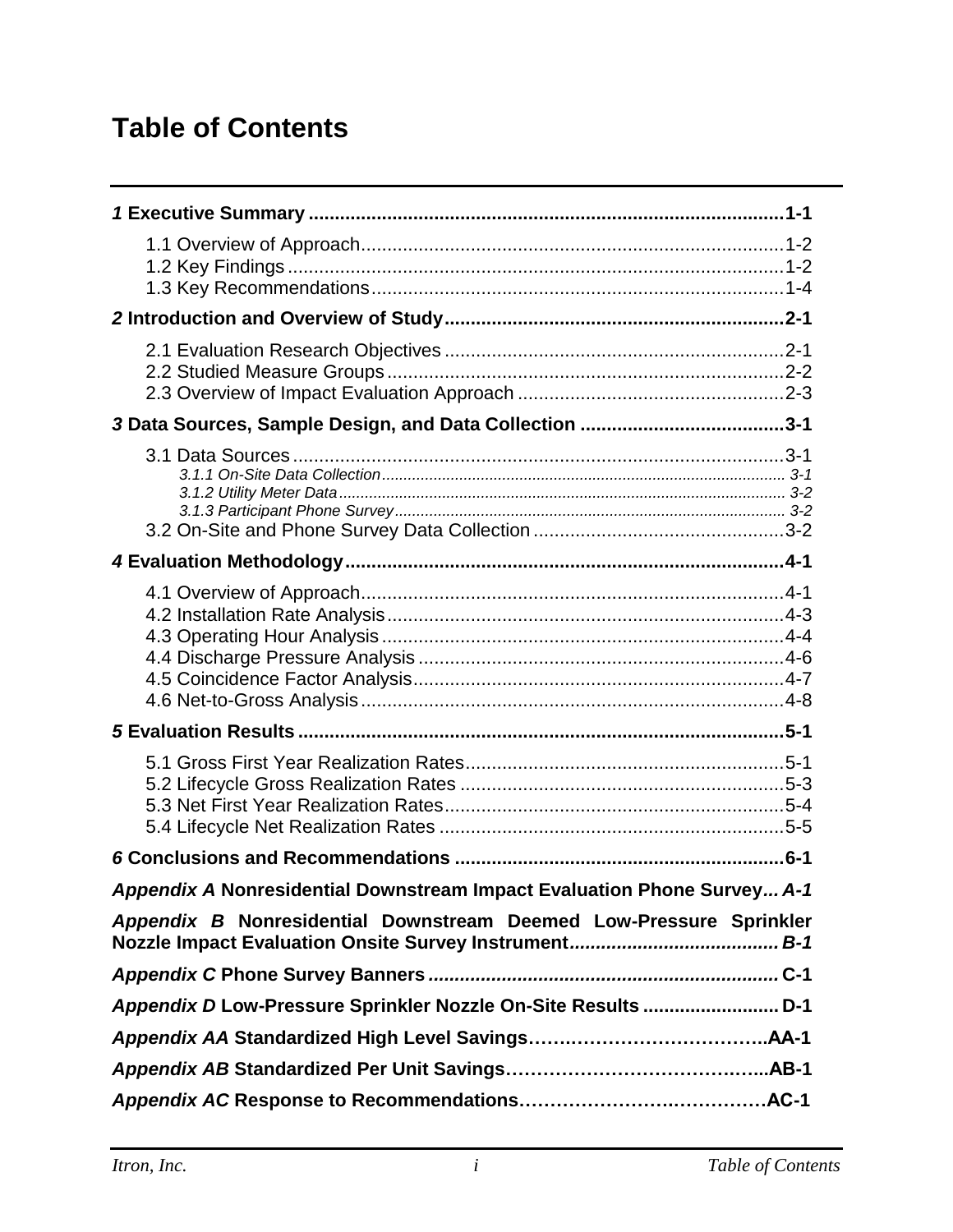# Table of Contents

**1 Executive Summary ........................................................................................1-1**

1.1 Overview of Approach.................................................................................1-2
1.2 Key Findings ................................................................................................1-2
1.3 Key Recommendations...............................................................................1-4

**2 Introduction and Overview of Study.................................................................2-1**

2.1 Evaluation Research Objectives .................................................................2-1
2.2 Studied Measure Groups ............................................................................2-2
2.3 Overview of Impact Evaluation Approach ...................................................2-3

**3 Data Sources, Sample Design, and Data Collection .......................................3-1**

3.1 Data Sources ...............................................................................................3-1
*3.1.1 On-Site Data Collection.......................................................................................... 3-1*
*3.1.2 Utility Meter Data..................................................................................................... 3-2*
*3.1.3 Participant Phone Survey........................................................................................ 3-2*
3.2 On-Site and Phone Survey Data Collection ................................................3-2

**4 Evaluation Methodology....................................................................................4-1**

4.1 Overview of Approach.................................................................................4-1
4.2 Installation Rate Analysis ............................................................................4-3
4.3 Operating Hour Analysis .............................................................................4-4
4.4 Discharge Pressure Analysis ......................................................................4-6
4.5 Coincidence Factor Analysis.......................................................................4-7
4.6 Net-to-Gross Analysis .................................................................................4-8

**5 Evaluation Results .............................................................................................5-1**

5.1 Gross First Year Realization Rates.............................................................5-1
5.2 Lifecycle Gross Realization Rates ..............................................................5-3
5.3 Net First Year Realization Rates.................................................................5-4
5.4 Lifecycle Net Realization Rates ..................................................................5-5

**6 Conclusions and Recommendations ...............................................................6-1**

***Appendix A* Nonresidential Downstream Impact Evaluation Phone Survey... *A-1***

***Appendix B* Nonresidential Downstream Deemed Low-Pressure Sprinkler Nozzle Impact Evaluation Onsite Survey Instrument....................................... *B-1***

***Appendix C* Phone Survey Banners.................................................................. C-1**

***Appendix D* Low-Pressure Sprinkler Nozzle On-Site Results .......................... D-1**

***Appendix AA* Standardized High Level Savings………………………………..AA-1**

***Appendix AB* Standardized Per Unit Savings……………………………………..AB-1**

***Appendix AC* Response to Recommendations…………………….……………AC-1**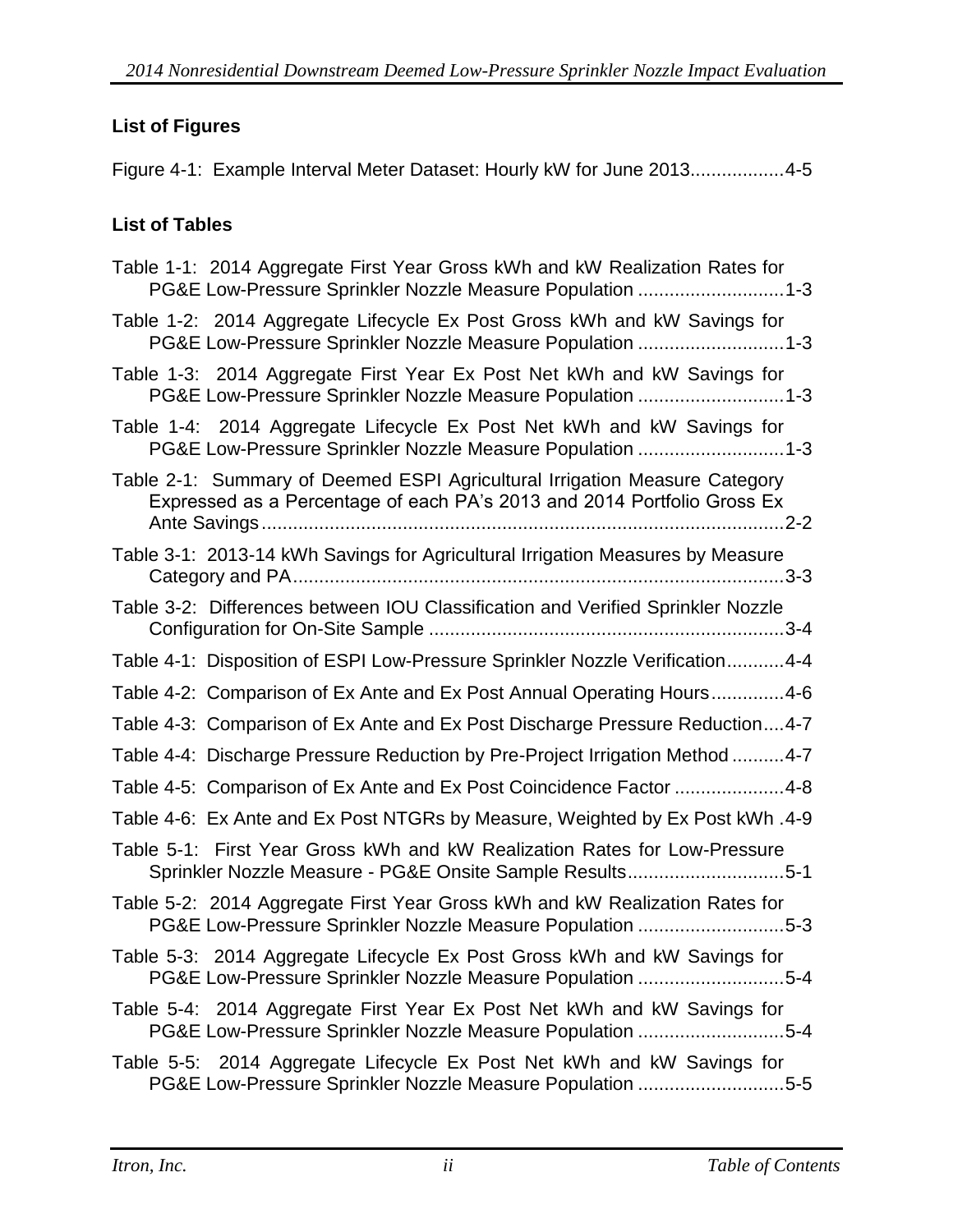### List of Figures

Figure 4-1: Example Interval Meter Dataset: Hourly kW for June 2013.................4-5

### List of Tables

Table 1-1: 2014 Aggregate First Year Gross kWh and kW Realization Rates for PG&E Low-Pressure Sprinkler Nozzle Measure Population ............................1-3

Table 1-2: 2014 Aggregate Lifecycle Ex Post Gross kWh and kW Savings for PG&E Low-Pressure Sprinkler Nozzle Measure Population ............................1-3

Table 1-3: 2014 Aggregate First Year Ex Post Net kWh and kW Savings for PG&E Low-Pressure Sprinkler Nozzle Measure Population ............................1-3

Table 1-4: 2014 Aggregate Lifecycle Ex Post Net kWh and kW Savings for PG&E Low-Pressure Sprinkler Nozzle Measure Population ............................1-3

Table 2-1: Summary of Deemed ESPI Agricultural Irrigation Measure Category Expressed as a Percentage of each PA's 2013 and 2014 Portfolio Gross Ex Ante Savings.....................................................................................................2-2

Table 3-1: 2013-14 kWh Savings for Agricultural Irrigation Measures by Measure Category and PA..............................................................................................3-3

Table 3-2: Differences between IOU Classification and Verified Sprinkler Nozzle Configuration for On-Site Sample ....................................................................3-4

Table 4-1: Disposition of ESPI Low-Pressure Sprinkler Nozzle Verification...........4-4

Table 4-2: Comparison of Ex Ante and Ex Post Annual Operating Hours..............4-6

Table 4-3: Comparison of Ex Ante and Ex Post Discharge Pressure Reduction....4-7

Table 4-4: Discharge Pressure Reduction by Pre-Project Irrigation Method ..........4-7

Table 4-5: Comparison of Ex Ante and Ex Post Coincidence Factor .....................4-8

Table 4-6: Ex Ante and Ex Post NTGRs by Measure, Weighted by Ex Post kWh .4-9

Table 5-1: First Year Gross kWh and kW Realization Rates for Low-Pressure Sprinkler Nozzle Measure - PG&E Onsite Sample Results..............................5-1

Table 5-2: 2014 Aggregate First Year Gross kWh and kW Realization Rates for PG&E Low-Pressure Sprinkler Nozzle Measure Population ............................5-3

Table 5-3: 2014 Aggregate Lifecycle Ex Post Gross kWh and kW Savings for PG&E Low-Pressure Sprinkler Nozzle Measure Population ............................5-4

Table 5-4: 2014 Aggregate First Year Ex Post Net kWh and kW Savings for PG&E Low-Pressure Sprinkler Nozzle Measure Population ............................5-4

Table 5-5: 2014 Aggregate Lifecycle Ex Post Net kWh and kW Savings for PG&E Low-Pressure Sprinkler Nozzle Measure Population ............................5-5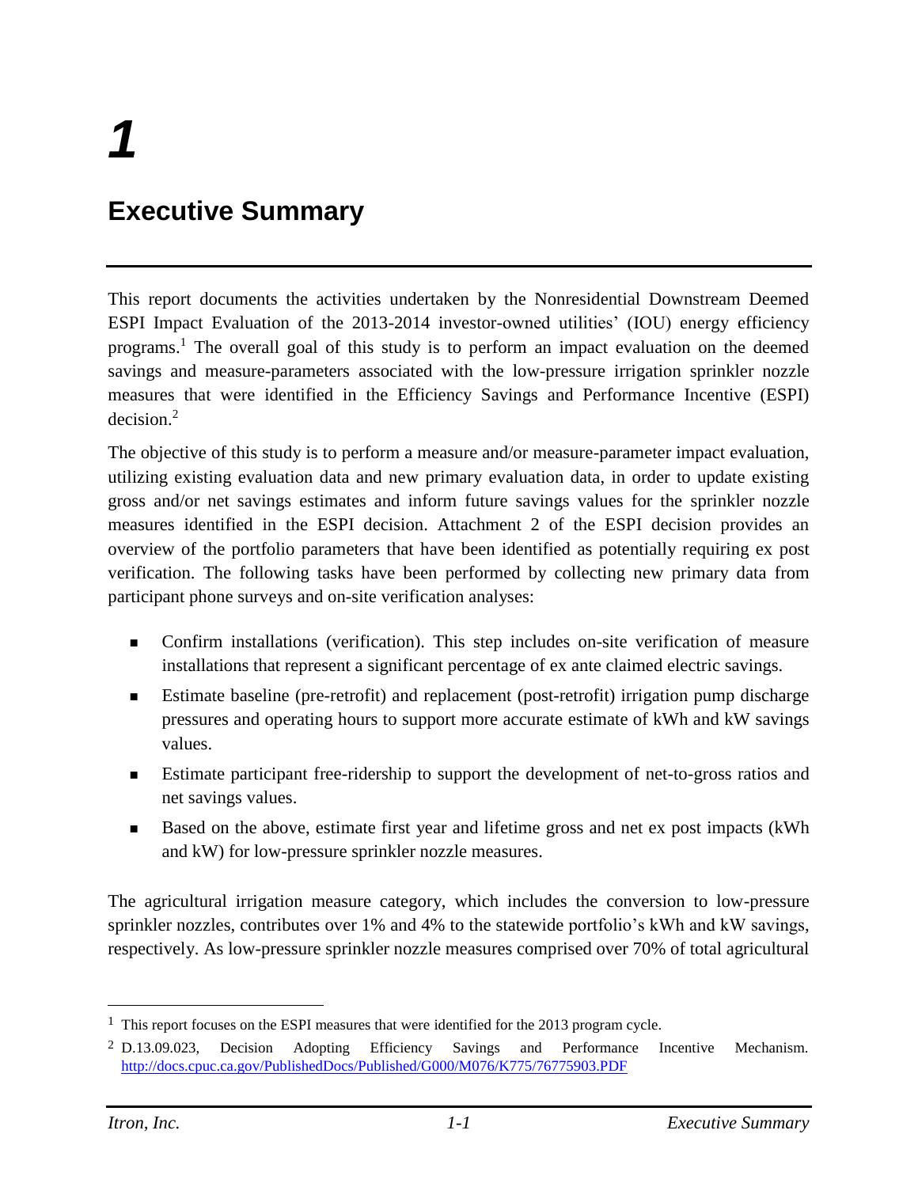# 1

# Executive Summary

This report documents the activities undertaken by the Nonresidential Downstream Deemed ESPI Impact Evaluation of the 2013-2014 investor-owned utilities' (IOU) energy efficiency programs.[1] The overall goal of this study is to perform an impact evaluation on the deemed savings and measure-parameters associated with the low-pressure irrigation sprinkler nozzle measures that were identified in the Efficiency Savings and Performance Incentive (ESPI) decision.[2]

The objective of this study is to perform a measure and/or measure-parameter impact evaluation, utilizing existing evaluation data and new primary evaluation data, in order to update existing gross and/or net savings estimates and inform future savings values for the sprinkler nozzle measures identified in the ESPI decision. Attachment 2 of the ESPI decision provides an overview of the portfolio parameters that have been identified as potentially requiring ex post verification. The following tasks have been performed by collecting new primary data from participant phone surveys and on-site verification analyses:

- Confirm installations (verification). This step includes on-site verification of measure installations that represent a significant percentage of ex ante claimed electric savings.
- Estimate baseline (pre-retrofit) and replacement (post-retrofit) irrigation pump discharge pressures and operating hours to support more accurate estimate of kWh and kW savings values.
- Estimate participant free-ridership to support the development of net-to-gross ratios and net savings values.
- Based on the above, estimate first year and lifetime gross and net ex post impacts (kWh and kW) for low-pressure sprinkler nozzle measures.

The agricultural irrigation measure category, which includes the conversion to low-pressure sprinkler nozzles, contributes over 1% and 4% to the statewide portfolio's kWh and kW savings, respectively. As low-pressure sprinkler nozzle measures comprised over 70% of total agricultural

[1] This report focuses on the ESPI measures that were identified for the 2013 program cycle.

[2] D.13.09.023, Decision Adopting Efficiency Savings and Performance Incentive Mechanism. http://docs.cpuc.ca.gov/PublishedDocs/Published/G000/M076/K775/76775903.PDF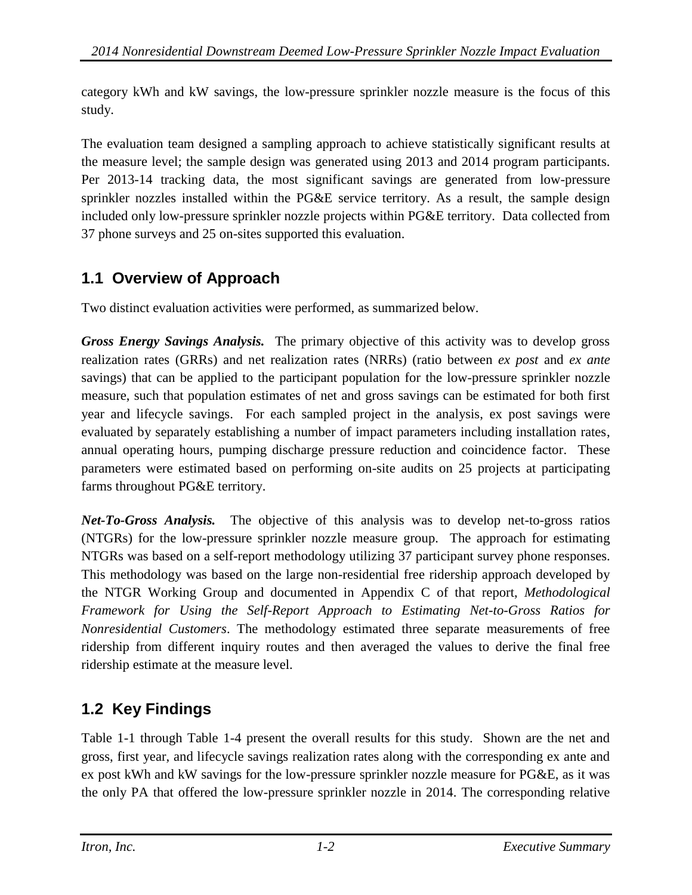category kWh and kW savings, the low-pressure sprinkler nozzle measure is the focus of this study.

The evaluation team designed a sampling approach to achieve statistically significant results at the measure level; the sample design was generated using 2013 and 2014 program participants. Per 2013-14 tracking data, the most significant savings are generated from low-pressure sprinkler nozzles installed within the PG&E service territory. As a result, the sample design included only low-pressure sprinkler nozzle projects within PG&E territory. Data collected from 37 phone surveys and 25 on-sites supported this evaluation.

## 1.1 Overview of Approach

Two distinct evaluation activities were performed, as summarized below.

***Gross Energy Savings Analysis.*** The primary objective of this activity was to develop gross realization rates (GRRs) and net realization rates (NRRs) (ratio between *ex post* and *ex ante* savings) that can be applied to the participant population for the low-pressure sprinkler nozzle measure, such that population estimates of net and gross savings can be estimated for both first year and lifecycle savings. For each sampled project in the analysis, ex post savings were evaluated by separately establishing a number of impact parameters including installation rates, annual operating hours, pumping discharge pressure reduction and coincidence factor. These parameters were estimated based on performing on-site audits on 25 projects at participating farms throughout PG&E territory.

***Net-To-Gross Analysis.*** The objective of this analysis was to develop net-to-gross ratios (NTGRs) for the low-pressure sprinkler nozzle measure group. The approach for estimating NTGRs was based on a self-report methodology utilizing 37 participant survey phone responses. This methodology was based on the large non-residential free ridership approach developed by the NTGR Working Group and documented in Appendix C of that report, *Methodological Framework for Using the Self-Report Approach to Estimating Net-to-Gross Ratios for Nonresidential Customers*. The methodology estimated three separate measurements of free ridership from different inquiry routes and then averaged the values to derive the final free ridership estimate at the measure level.

## 1.2 Key Findings

Table 1-1 through Table 1-4 present the overall results for this study. Shown are the net and gross, first year, and lifecycle savings realization rates along with the corresponding ex ante and ex post kWh and kW savings for the low-pressure sprinkler nozzle measure for PG&E, as it was the only PA that offered the low-pressure sprinkler nozzle in 2014. The corresponding relative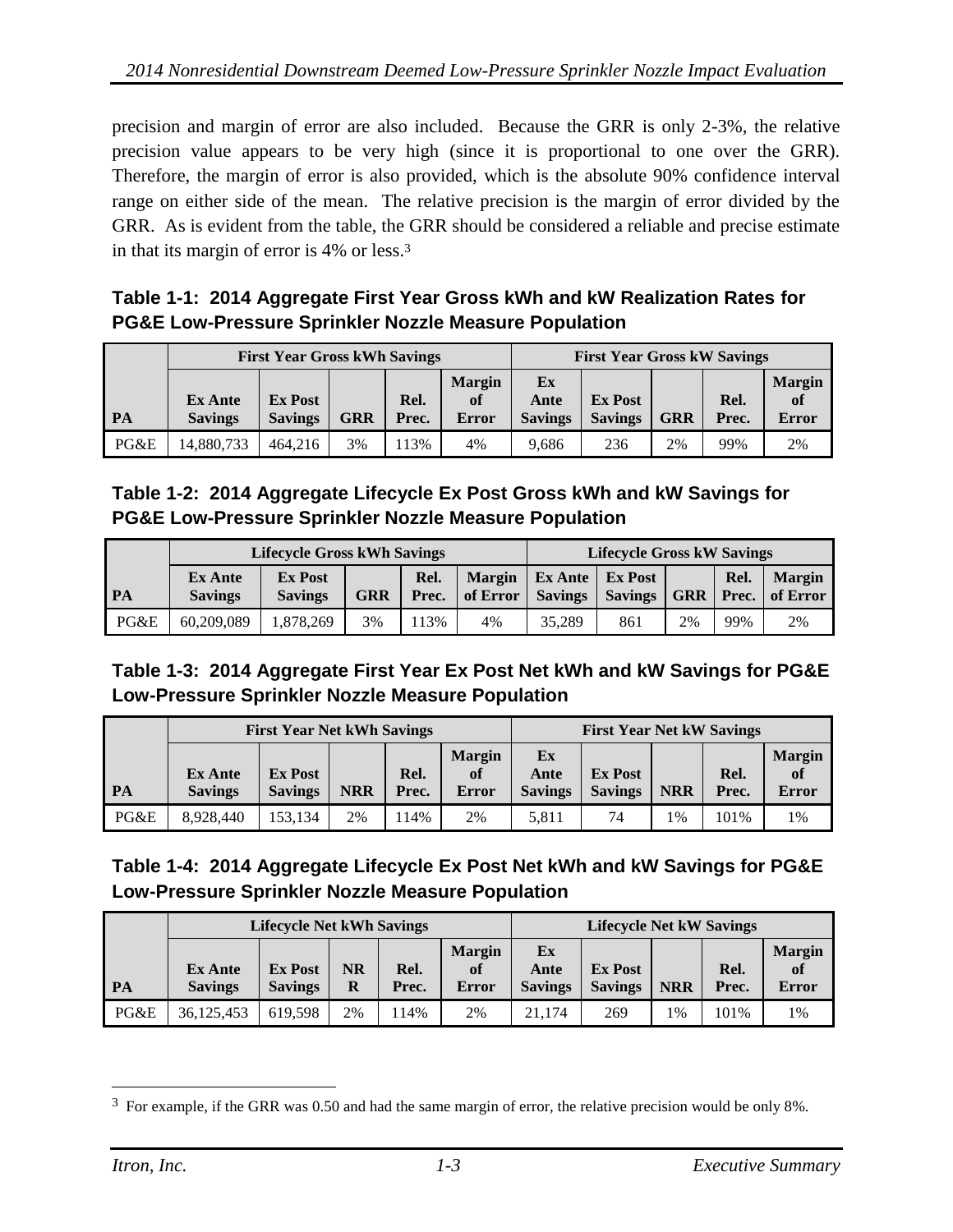precision and margin of error are also included. Because the GRR is only 2-3%, the relative precision value appears to be very high (since it is proportional to one over the GRR). Therefore, the margin of error is also provided, which is the absolute 90% confidence interval range on either side of the mean. The relative precision is the margin of error divided by the GRR. As is evident from the table, the GRR should be considered a reliable and precise estimate in that its margin of error is 4% or less.[3]

**Table 1-1: 2014 Aggregate First Year Gross kWh and kW Realization Rates for PG&E Low-Pressure Sprinkler Nozzle Measure Population**

| | First Year Gross kWh Savings | | | | | First Year Gross kW Savings | | | | |
|---|---|---|---|---|---|---|---|---|---|---|
| PA | Ex Ante Savings | Ex Post Savings | GRR | Rel. Prec. | Margin of Error | Ex Ante Savings | Ex Post Savings | GRR | Rel. Prec. | Margin of Error |
| PG&E | 14,880,733 | 464,216 | 3% | 113% | 4% | 9,686 | 236 | 2% | 99% | 2% |

**Table 1-2: 2014 Aggregate Lifecycle Ex Post Gross kWh and kW Savings for PG&E Low-Pressure Sprinkler Nozzle Measure Population**

| | Lifecycle Gross kWh Savings | | | | | Lifecycle Gross kW Savings | | | | |
|---|---|---|---|---|---|---|---|---|---|---|
| PA | Ex Ante Savings | Ex Post Savings | GRR | Rel. Prec. | Margin of Error | Ex Ante Savings | Ex Post Savings | GRR | Rel. Prec. | Margin of Error |
| PG&E | 60,209,089 | 1,878,269 | 3% | 113% | 4% | 35,289 | 861 | 2% | 99% | 2% |

**Table 1-3: 2014 Aggregate First Year Ex Post Net kWh and kW Savings for PG&E Low-Pressure Sprinkler Nozzle Measure Population**

| | First Year Net kWh Savings | | | | | First Year Net kW Savings | | | | |
|---|---|---|---|---|---|---|---|---|---|---|
| PA | Ex Ante Savings | Ex Post Savings | NRR | Rel. Prec. | Margin of Error | Ex Ante Savings | Ex Post Savings | NRR | Rel. Prec. | Margin of Error |
| PG&E | 8,928,440 | 153,134 | 2% | 114% | 2% | 5,811 | 74 | 1% | 101% | 1% |

**Table 1-4: 2014 Aggregate Lifecycle Ex Post Net kWh and kW Savings for PG&E Low-Pressure Sprinkler Nozzle Measure Population**

| | Lifecycle Net kWh Savings | | | | | Lifecycle Net kW Savings | | | | |
|---|---|---|---|---|---|---|---|---|---|---|
| PA | Ex Ante Savings | Ex Post Savings | NRR | Rel. Prec. | Margin of Error | Ex Ante Savings | Ex Post Savings | NRR | Rel. Prec. | Margin of Error |
| PG&E | 36,125,453 | 619,598 | 2% | 114% | 2% | 21,174 | 269 | 1% | 101% | 1% |

[3] For example, if the GRR was 0.50 and had the same margin of error, the relative precision would be only 8%.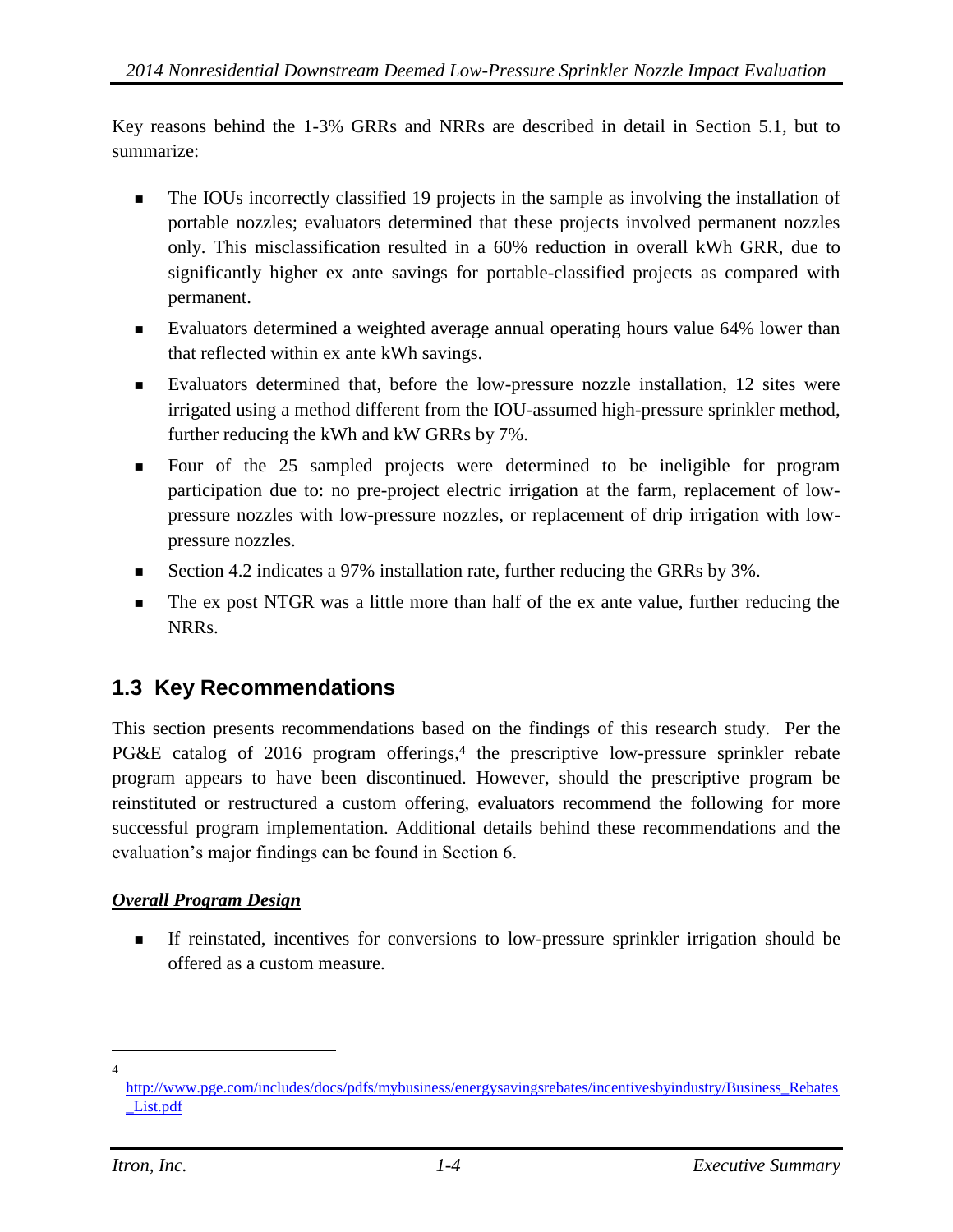Key reasons behind the 1-3% GRRs and NRRs are described in detail in Section 5.1, but to summarize:

- The IOUs incorrectly classified 19 projects in the sample as involving the installation of portable nozzles; evaluators determined that these projects involved permanent nozzles only. This misclassification resulted in a 60% reduction in overall kWh GRR, due to significantly higher ex ante savings for portable-classified projects as compared with permanent.
- Evaluators determined a weighted average annual operating hours value 64% lower than that reflected within ex ante kWh savings.
- Evaluators determined that, before the low-pressure nozzle installation, 12 sites were irrigated using a method different from the IOU-assumed high-pressure sprinkler method, further reducing the kWh and kW GRRs by 7%.
- Four of the 25 sampled projects were determined to be ineligible for program participation due to: no pre-project electric irrigation at the farm, replacement of low-pressure nozzles with low-pressure nozzles, or replacement of drip irrigation with low-pressure nozzles.
- Section 4.2 indicates a 97% installation rate, further reducing the GRRs by 3%.
- The ex post NTGR was a little more than half of the ex ante value, further reducing the NRRs.

## 1.3 Key Recommendations

This section presents recommendations based on the findings of this research study. Per the PG&E catalog of 2016 program offerings,[4] the prescriptive low-pressure sprinkler rebate program appears to have been discontinued. However, should the prescriptive program be reinstituted or restructured a custom offering, evaluators recommend the following for more successful program implementation. Additional details behind these recommendations and the evaluation's major findings can be found in Section 6.

***Overall Program Design***

- If reinstated, incentives for conversions to low-pressure sprinkler irrigation should be offered as a custom measure.

---

[4] http://www.pge.com/includes/docs/pdfs/mybusiness/energysavingsrebates/incentivesbyindustry/Business_Rebates_List.pdf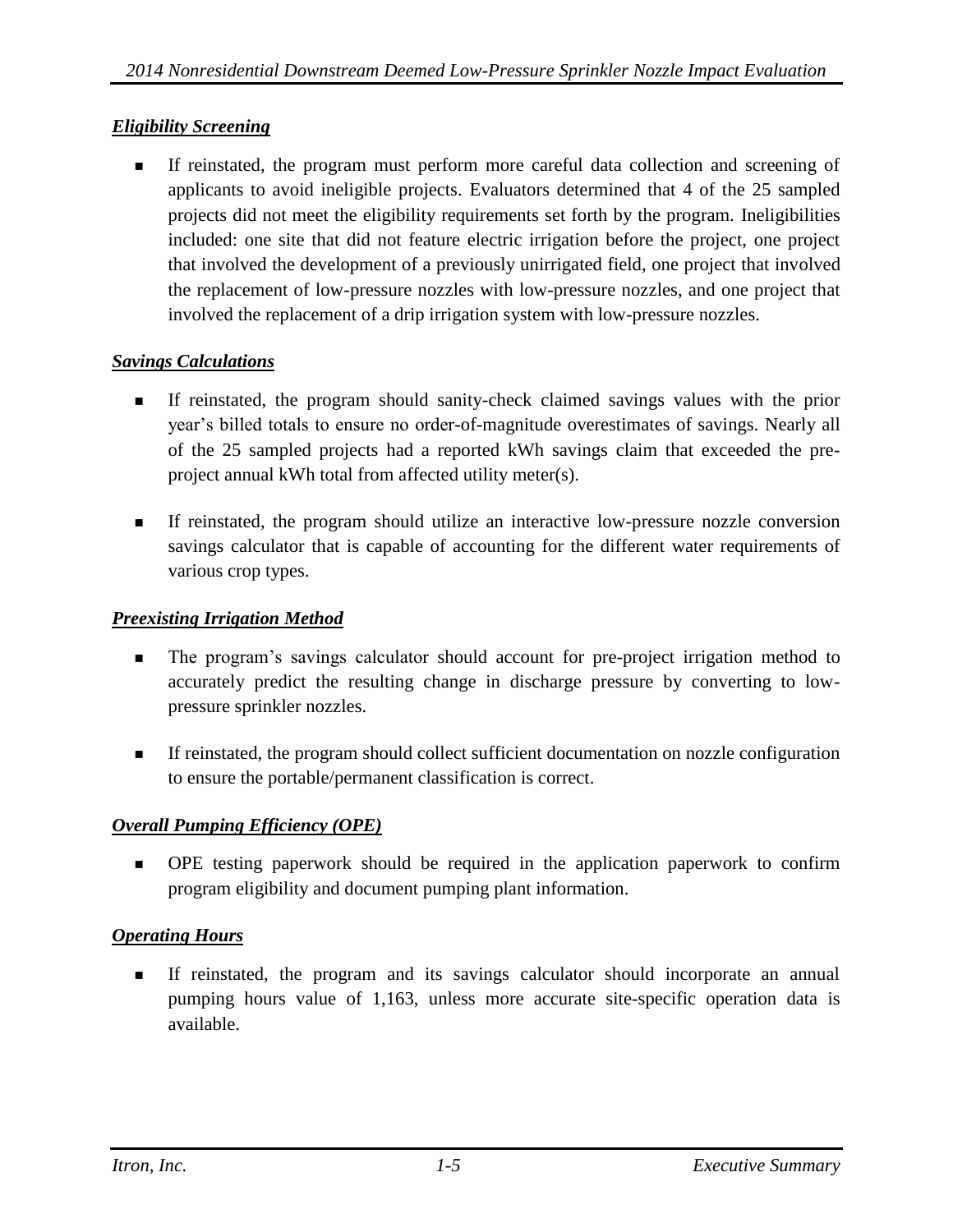***Eligibility Screening***

- If reinstated, the program must perform more careful data collection and screening of applicants to avoid ineligible projects. Evaluators determined that 4 of the 25 sampled projects did not meet the eligibility requirements set forth by the program. Ineligibilities included: one site that did not feature electric irrigation before the project, one project that involved the development of a previously unirrigated field, one project that involved the replacement of low-pressure nozzles with low-pressure nozzles, and one project that involved the replacement of a drip irrigation system with low-pressure nozzles.

***Savings Calculations***

- If reinstated, the program should sanity-check claimed savings values with the prior year's billed totals to ensure no order-of-magnitude overestimates of savings. Nearly all of the 25 sampled projects had a reported kWh savings claim that exceeded the pre-project annual kWh total from affected utility meter(s).

- If reinstated, the program should utilize an interactive low-pressure nozzle conversion savings calculator that is capable of accounting for the different water requirements of various crop types.

***Preexisting Irrigation Method***

- The program's savings calculator should account for pre-project irrigation method to accurately predict the resulting change in discharge pressure by converting to low-pressure sprinkler nozzles.

- If reinstated, the program should collect sufficient documentation on nozzle configuration to ensure the portable/permanent classification is correct.

***Overall Pumping Efficiency (OPE)***

- OPE testing paperwork should be required in the application paperwork to confirm program eligibility and document pumping plant information.

***Operating Hours***

- If reinstated, the program and its savings calculator should incorporate an annual pumping hours value of 1,163, unless more accurate site-specific operation data is available.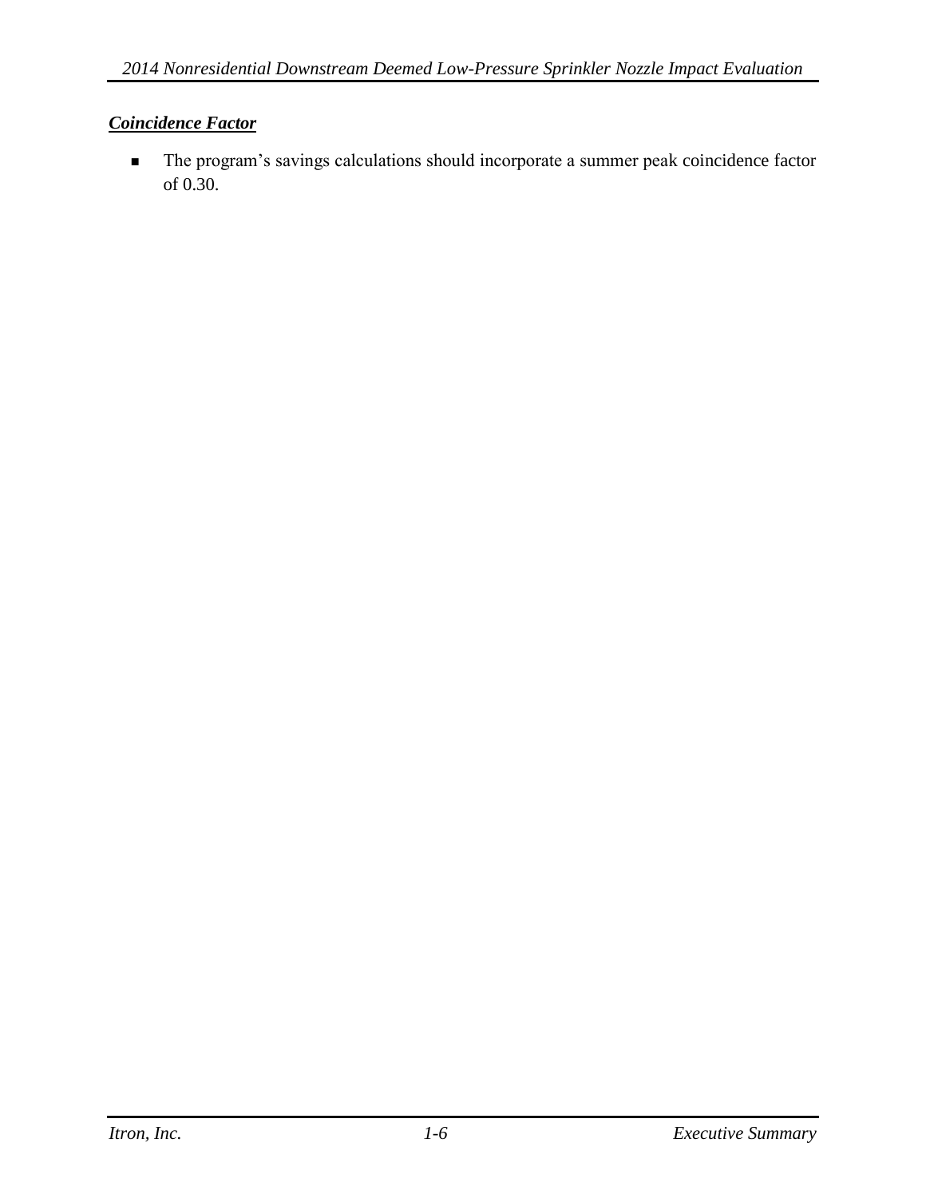***Coincidence Factor***

- The program's savings calculations should incorporate a summer peak coincidence factor of 0.30.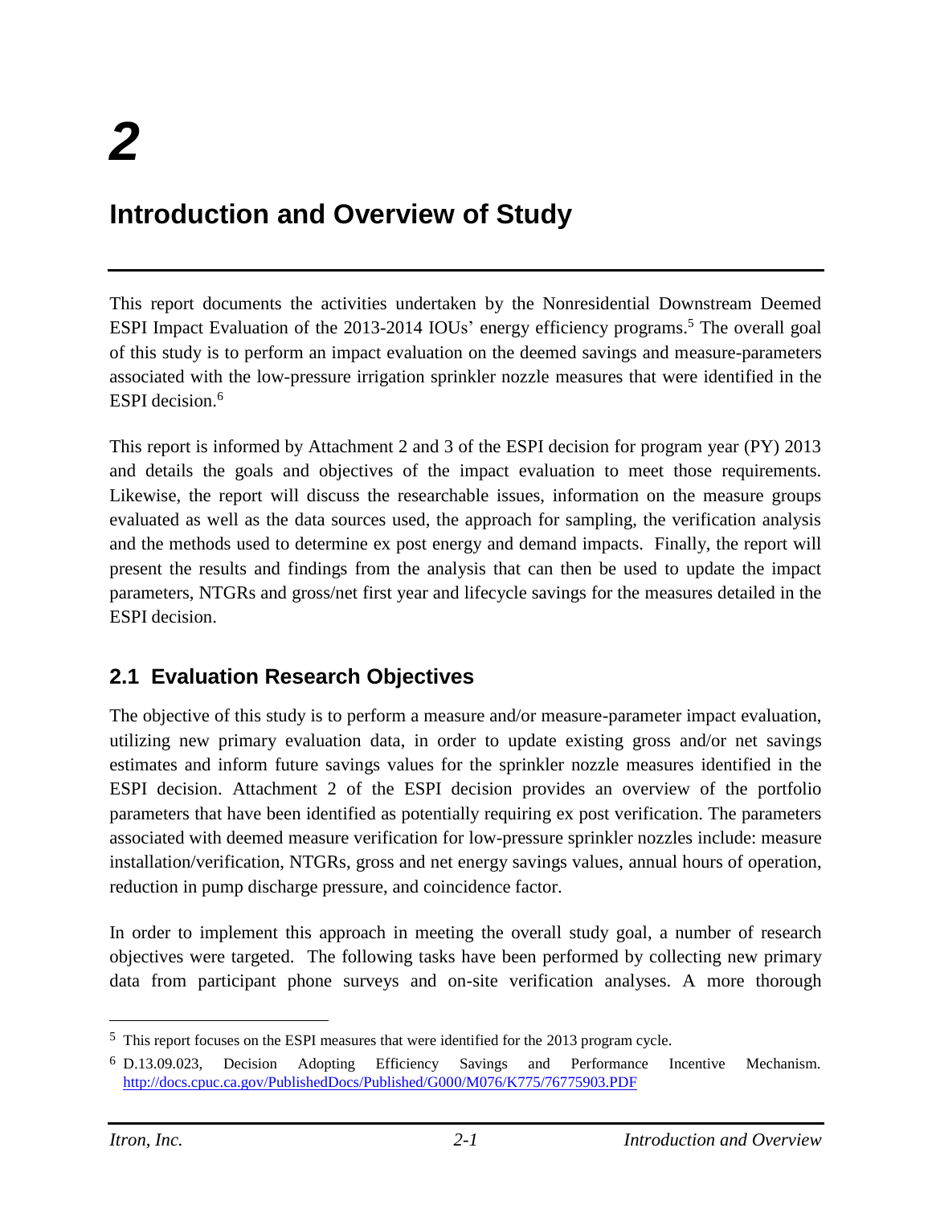# 2

# Introduction and Overview of Study

This report documents the activities undertaken by the Nonresidential Downstream Deemed ESPI Impact Evaluation of the 2013-2014 IOUs' energy efficiency programs.[5] The overall goal of this study is to perform an impact evaluation on the deemed savings and measure-parameters associated with the low-pressure irrigation sprinkler nozzle measures that were identified in the ESPI decision.[6]

This report is informed by Attachment 2 and 3 of the ESPI decision for program year (PY) 2013 and details the goals and objectives of the impact evaluation to meet those requirements. Likewise, the report will discuss the researchable issues, information on the measure groups evaluated as well as the data sources used, the approach for sampling, the verification analysis and the methods used to determine ex post energy and demand impacts. Finally, the report will present the results and findings from the analysis that can then be used to update the impact parameters, NTGRs and gross/net first year and lifecycle savings for the measures detailed in the ESPI decision.

## 2.1 Evaluation Research Objectives

The objective of this study is to perform a measure and/or measure-parameter impact evaluation, utilizing new primary evaluation data, in order to update existing gross and/or net savings estimates and inform future savings values for the sprinkler nozzle measures identified in the ESPI decision. Attachment 2 of the ESPI decision provides an overview of the portfolio parameters that have been identified as potentially requiring ex post verification. The parameters associated with deemed measure verification for low-pressure sprinkler nozzles include: measure installation/verification, NTGRs, gross and net energy savings values, annual hours of operation, reduction in pump discharge pressure, and coincidence factor.

In order to implement this approach in meeting the overall study goal, a number of research objectives were targeted. The following tasks have been performed by collecting new primary data from participant phone surveys and on-site verification analyses. A more thorough

---

[5] This report focuses on the ESPI measures that were identified for the 2013 program cycle.

[6] D.13.09.023, Decision Adopting Efficiency Savings and Performance Incentive Mechanism. http://docs.cpuc.ca.gov/PublishedDocs/Published/G000/M076/K775/76775903.PDF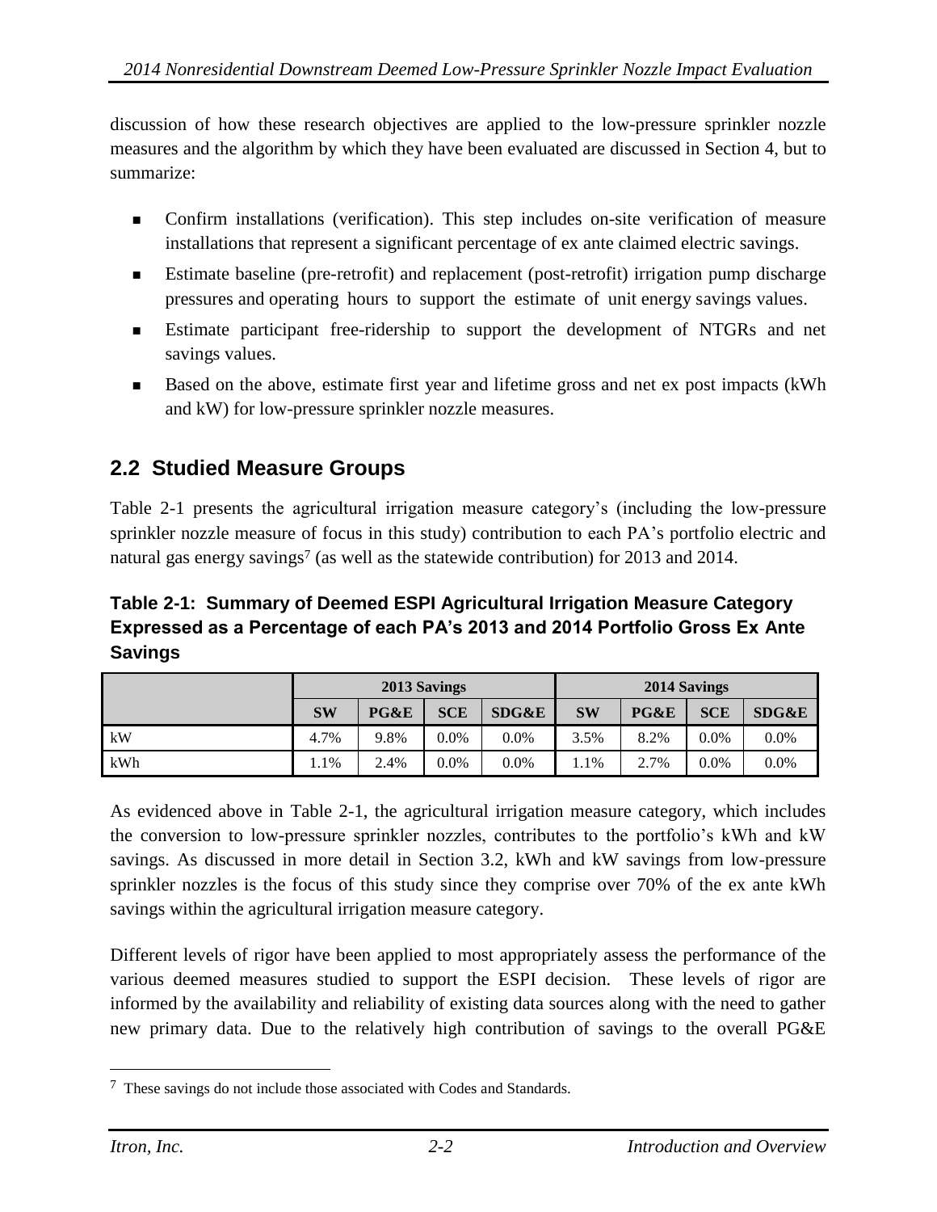discussion of how these research objectives are applied to the low-pressure sprinkler nozzle measures and the algorithm by which they have been evaluated are discussed in Section 4, but to summarize:

- Confirm installations (verification). This step includes on-site verification of measure installations that represent a significant percentage of ex ante claimed electric savings.
- Estimate baseline (pre-retrofit) and replacement (post-retrofit) irrigation pump discharge pressures and operating hours to support the estimate of unit energy savings values.
- Estimate participant free-ridership to support the development of NTGRs and net savings values.
- Based on the above, estimate first year and lifetime gross and net ex post impacts (kWh and kW) for low-pressure sprinkler nozzle measures.

## 2.2 Studied Measure Groups

Table 2-1 presents the agricultural irrigation measure category's (including the low-pressure sprinkler nozzle measure of focus in this study) contribution to each PA's portfolio electric and natural gas energy savings[7] (as well as the statewide contribution) for 2013 and 2014.

**Table 2-1: Summary of Deemed ESPI Agricultural Irrigation Measure Category Expressed as a Percentage of each PA's 2013 and 2014 Portfolio Gross Ex Ante Savings**

| | 2013 Savings | | | | 2014 Savings | | | |
|---|---|---|---|---|---|---|---|---|
| | **SW** | **PG&E** | **SCE** | **SDG&E** | **SW** | **PG&E** | **SCE** | **SDG&E** |
| kW | 4.7% | 9.8% | 0.0% | 0.0% | 3.5% | 8.2% | 0.0% | 0.0% |
| kWh | 1.1% | 2.4% | 0.0% | 0.0% | 1.1% | 2.7% | 0.0% | 0.0% |

As evidenced above in Table 2-1, the agricultural irrigation measure category, which includes the conversion to low-pressure sprinkler nozzles, contributes to the portfolio's kWh and kW savings. As discussed in more detail in Section 3.2, kWh and kW savings from low-pressure sprinkler nozzles is the focus of this study since they comprise over 70% of the ex ante kWh savings within the agricultural irrigation measure category.

Different levels of rigor have been applied to most appropriately assess the performance of the various deemed measures studied to support the ESPI decision. These levels of rigor are informed by the availability and reliability of existing data sources along with the need to gather new primary data. Due to the relatively high contribution of savings to the overall PG&E

[7] These savings do not include those associated with Codes and Standards.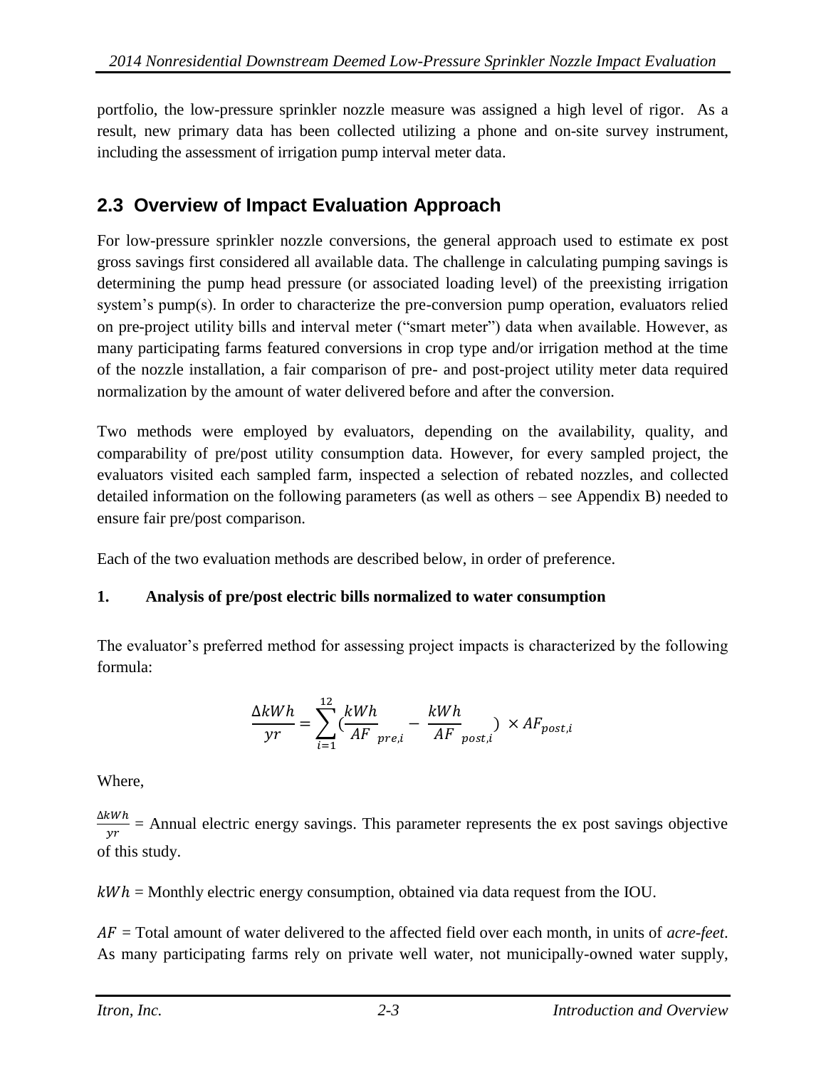portfolio, the low-pressure sprinkler nozzle measure was assigned a high level of rigor. As a result, new primary data has been collected utilizing a phone and on-site survey instrument, including the assessment of irrigation pump interval meter data.

## 2.3 Overview of Impact Evaluation Approach

For low-pressure sprinkler nozzle conversions, the general approach used to estimate ex post gross savings first considered all available data. The challenge in calculating pumping savings is determining the pump head pressure (or associated loading level) of the preexisting irrigation system's pump(s). In order to characterize the pre-conversion pump operation, evaluators relied on pre-project utility bills and interval meter ("smart meter") data when available. However, as many participating farms featured conversions in crop type and/or irrigation method at the time of the nozzle installation, a fair comparison of pre- and post-project utility meter data required normalization by the amount of water delivered before and after the conversion.

Two methods were employed by evaluators, depending on the availability, quality, and comparability of pre/post utility consumption data. However, for every sampled project, the evaluators visited each sampled farm, inspected a selection of rebated nozzles, and collected detailed information on the following parameters (as well as others – see Appendix B) needed to ensure fair pre/post comparison.

Each of the two evaluation methods are described below, in order of preference.

**1. Analysis of pre/post electric bills normalized to water consumption**

The evaluator's preferred method for assessing project impacts is characterized by the following formula:

$$\frac{\Delta kWh}{yr} = \sum_{i=1}^{12} \left( \frac{kWh}{AF}_{pre,i} - \frac{kWh}{AF}_{post,i} \right) \times AF_{post,i}$$

Where,

$\frac{\Delta kWh}{yr}$ = Annual electric energy savings. This parameter represents the ex post savings objective of this study.

$kWh$ = Monthly electric energy consumption, obtained via data request from the IOU.

$AF$ = Total amount of water delivered to the affected field over each month, in units of *acre-feet*. As many participating farms rely on private well water, not municipally-owned water supply,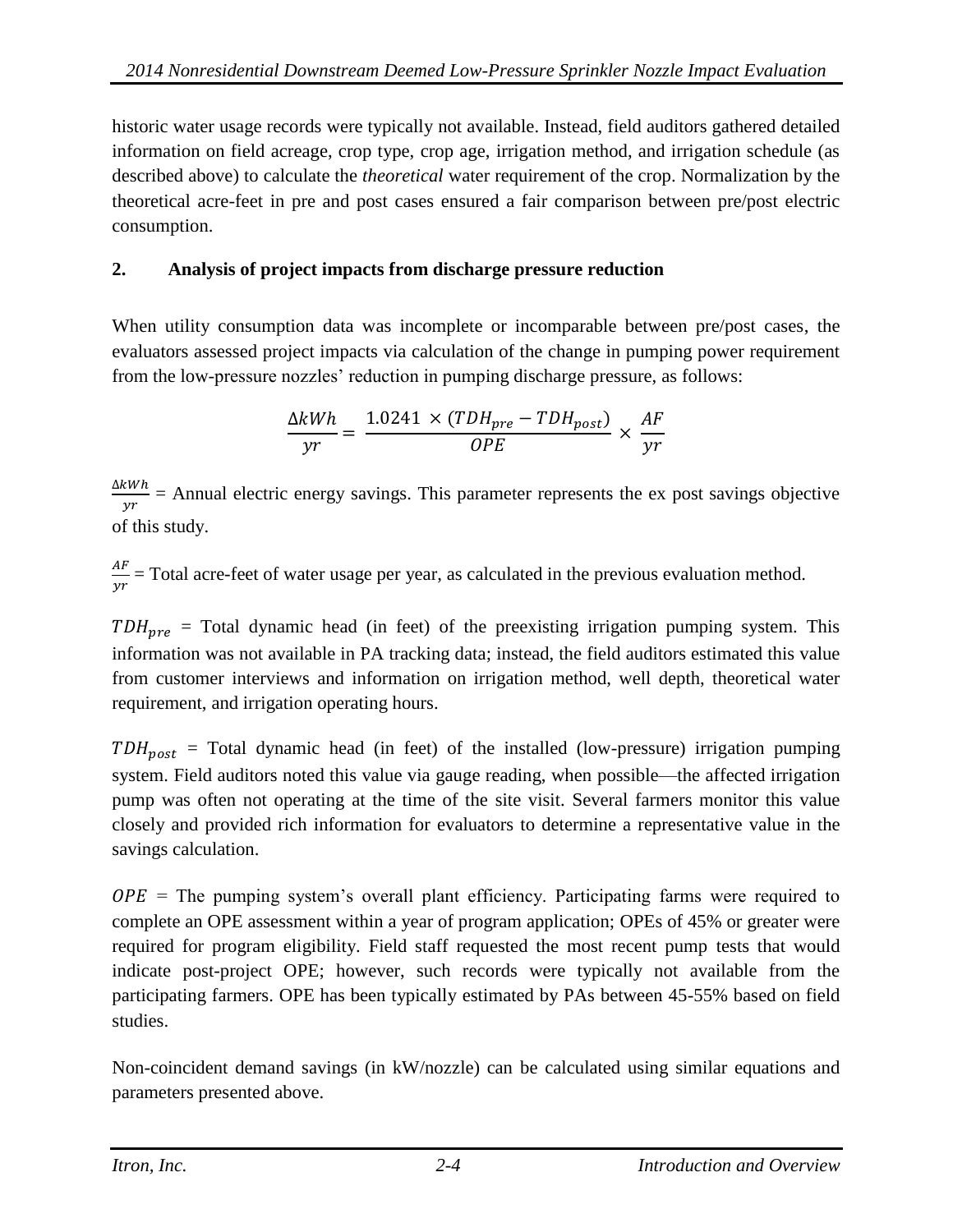historic water usage records were typically not available. Instead, field auditors gathered detailed information on field acreage, crop type, crop age, irrigation method, and irrigation schedule (as described above) to calculate the *theoretical* water requirement of the crop. Normalization by the theoretical acre-feet in pre and post cases ensured a fair comparison between pre/post electric consumption.

**2. Analysis of project impacts from discharge pressure reduction**

When utility consumption data was incomplete or incomparable between pre/post cases, the evaluators assessed project impacts via calculation of the change in pumping power requirement from the low-pressure nozzles' reduction in pumping discharge pressure, as follows:

$$\frac{\Delta kWh}{yr} = \frac{1.0241 \times (TDH_{pre} - TDH_{post})}{OPE} \times \frac{AF}{yr}$$

$\frac{\Delta kWh}{yr}$ = Annual electric energy savings. This parameter represents the ex post savings objective of this study.

$\frac{AF}{yr}$ = Total acre-feet of water usage per year, as calculated in the previous evaluation method.

$TDH_{pre}$ = Total dynamic head (in feet) of the preexisting irrigation pumping system. This information was not available in PA tracking data; instead, the field auditors estimated this value from customer interviews and information on irrigation method, well depth, theoretical water requirement, and irrigation operating hours.

$TDH_{post}$ = Total dynamic head (in feet) of the installed (low-pressure) irrigation pumping system. Field auditors noted this value via gauge reading, when possible—the affected irrigation pump was often not operating at the time of the site visit. Several farmers monitor this value closely and provided rich information for evaluators to determine a representative value in the savings calculation.

$OPE$ = The pumping system's overall plant efficiency. Participating farms were required to complete an OPE assessment within a year of program application; OPEs of 45% or greater were required for program eligibility. Field staff requested the most recent pump tests that would indicate post-project OPE; however, such records were typically not available from the participating farmers. OPE has been typically estimated by PAs between 45-55% based on field studies.

Non-coincident demand savings (in kW/nozzle) can be calculated using similar equations and parameters presented above.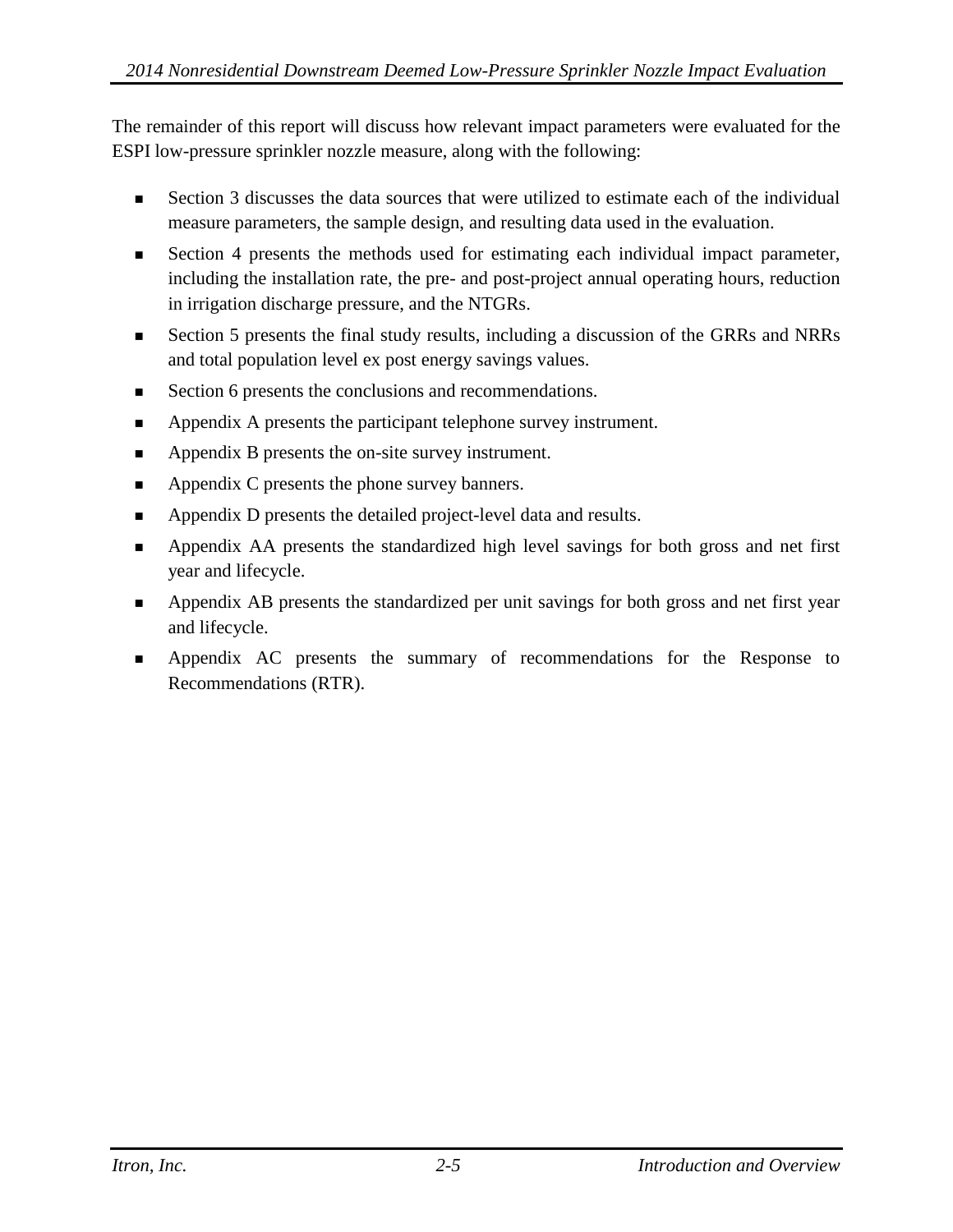The remainder of this report will discuss how relevant impact parameters were evaluated for the ESPI low-pressure sprinkler nozzle measure, along with the following:

- Section 3 discusses the data sources that were utilized to estimate each of the individual measure parameters, the sample design, and resulting data used in the evaluation.
- Section 4 presents the methods used for estimating each individual impact parameter, including the installation rate, the pre- and post-project annual operating hours, reduction in irrigation discharge pressure, and the NTGRs.
- Section 5 presents the final study results, including a discussion of the GRRs and NRRs and total population level ex post energy savings values.
- Section 6 presents the conclusions and recommendations.
- Appendix A presents the participant telephone survey instrument.
- Appendix B presents the on-site survey instrument.
- Appendix C presents the phone survey banners.
- Appendix D presents the detailed project-level data and results.
- Appendix AA presents the standardized high level savings for both gross and net first year and lifecycle.
- Appendix AB presents the standardized per unit savings for both gross and net first year and lifecycle.
- Appendix AC presents the summary of recommendations for the Response to Recommendations (RTR).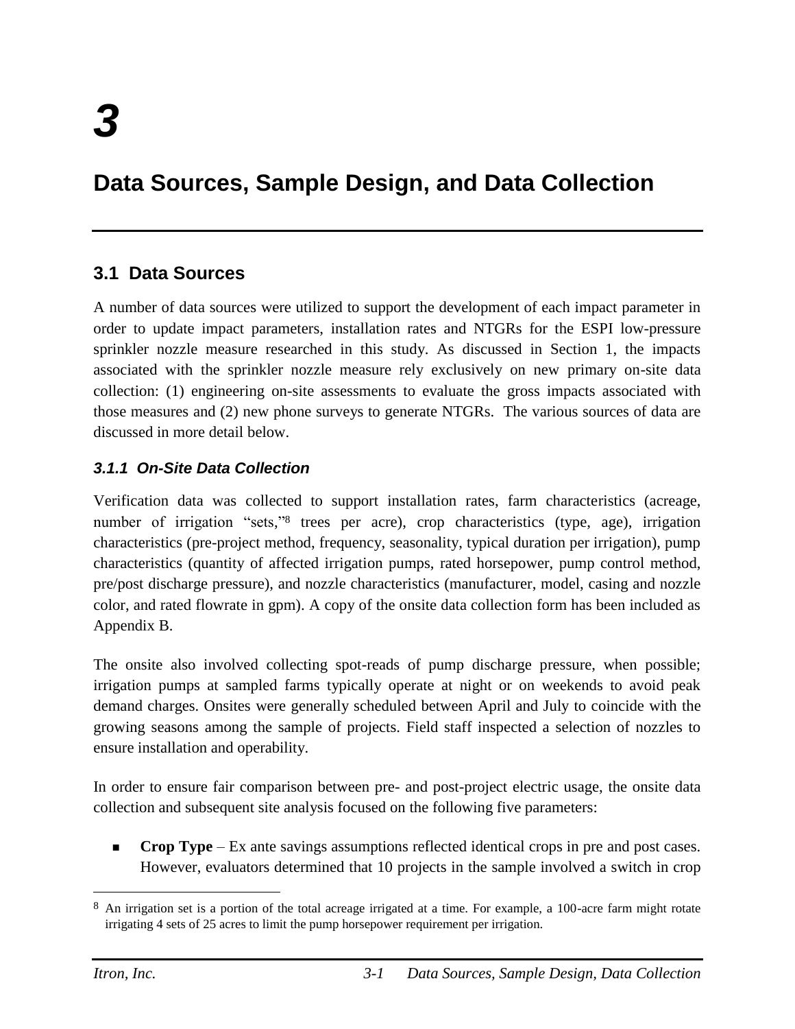# 3

# Data Sources, Sample Design, and Data Collection

## 3.1 Data Sources

A number of data sources were utilized to support the development of each impact parameter in order to update impact parameters, installation rates and NTGRs for the ESPI low-pressure sprinkler nozzle measure researched in this study. As discussed in Section 1, the impacts associated with the sprinkler nozzle measure rely exclusively on new primary on-site data collection: (1) engineering on-site assessments to evaluate the gross impacts associated with those measures and (2) new phone surveys to generate NTGRs. The various sources of data are discussed in more detail below.

### *3.1.1 On-Site Data Collection*

Verification data was collected to support installation rates, farm characteristics (acreage, number of irrigation "sets,"[8] trees per acre), crop characteristics (type, age), irrigation characteristics (pre-project method, frequency, seasonality, typical duration per irrigation), pump characteristics (quantity of affected irrigation pumps, rated horsepower, pump control method, pre/post discharge pressure), and nozzle characteristics (manufacturer, model, casing and nozzle color, and rated flowrate in gpm). A copy of the onsite data collection form has been included as Appendix B.

The onsite also involved collecting spot-reads of pump discharge pressure, when possible; irrigation pumps at sampled farms typically operate at night or on weekends to avoid peak demand charges. Onsites were generally scheduled between April and July to coincide with the growing seasons among the sample of projects. Field staff inspected a selection of nozzles to ensure installation and operability.

In order to ensure fair comparison between pre- and post-project electric usage, the onsite data collection and subsequent site analysis focused on the following five parameters:

- **Crop Type** – Ex ante savings assumptions reflected identical crops in pre and post cases. However, evaluators determined that 10 projects in the sample involved a switch in crop

[8] An irrigation set is a portion of the total acreage irrigated at a time. For example, a 100-acre farm might rotate irrigating 4 sets of 25 acres to limit the pump horsepower requirement per irrigation.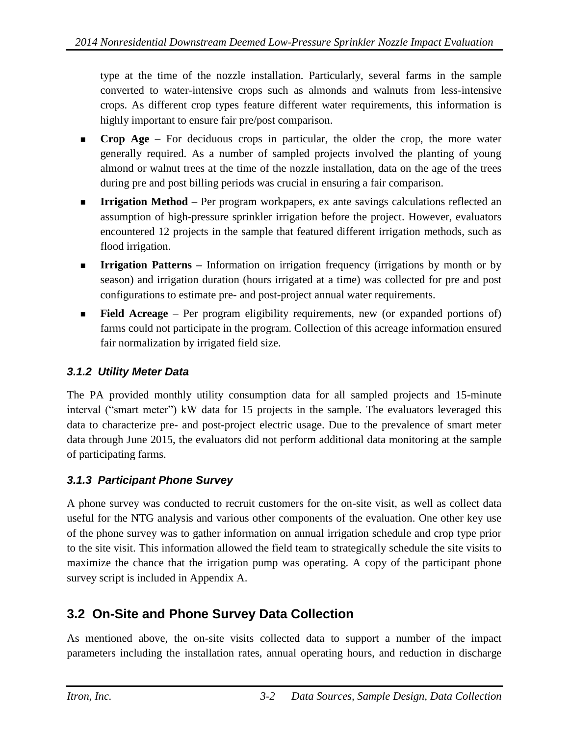type at the time of the nozzle installation. Particularly, several farms in the sample converted to water-intensive crops such as almonds and walnuts from less-intensive crops. As different crop types feature different water requirements, this information is highly important to ensure fair pre/post comparison.

- **Crop Age** – For deciduous crops in particular, the older the crop, the more water generally required. As a number of sampled projects involved the planting of young almond or walnut trees at the time of the nozzle installation, data on the age of the trees during pre and post billing periods was crucial in ensuring a fair comparison.
- **Irrigation Method** – Per program workpapers, ex ante savings calculations reflected an assumption of high-pressure sprinkler irrigation before the project. However, evaluators encountered 12 projects in the sample that featured different irrigation methods, such as flood irrigation.
- **Irrigation Patterns –** Information on irrigation frequency (irrigations by month or by season) and irrigation duration (hours irrigated at a time) was collected for pre and post configurations to estimate pre- and post-project annual water requirements.
- **Field Acreage** – Per program eligibility requirements, new (or expanded portions of) farms could not participate in the program. Collection of this acreage information ensured fair normalization by irrigated field size.

### *3.1.2 Utility Meter Data*

The PA provided monthly utility consumption data for all sampled projects and 15-minute interval ("smart meter") kW data for 15 projects in the sample. The evaluators leveraged this data to characterize pre- and post-project electric usage. Due to the prevalence of smart meter data through June 2015, the evaluators did not perform additional data monitoring at the sample of participating farms.

### *3.1.3 Participant Phone Survey*

A phone survey was conducted to recruit customers for the on-site visit, as well as collect data useful for the NTG analysis and various other components of the evaluation. One other key use of the phone survey was to gather information on annual irrigation schedule and crop type prior to the site visit. This information allowed the field team to strategically schedule the site visits to maximize the chance that the irrigation pump was operating. A copy of the participant phone survey script is included in Appendix A.

## 3.2 On-Site and Phone Survey Data Collection

As mentioned above, the on-site visits collected data to support a number of the impact parameters including the installation rates, annual operating hours, and reduction in discharge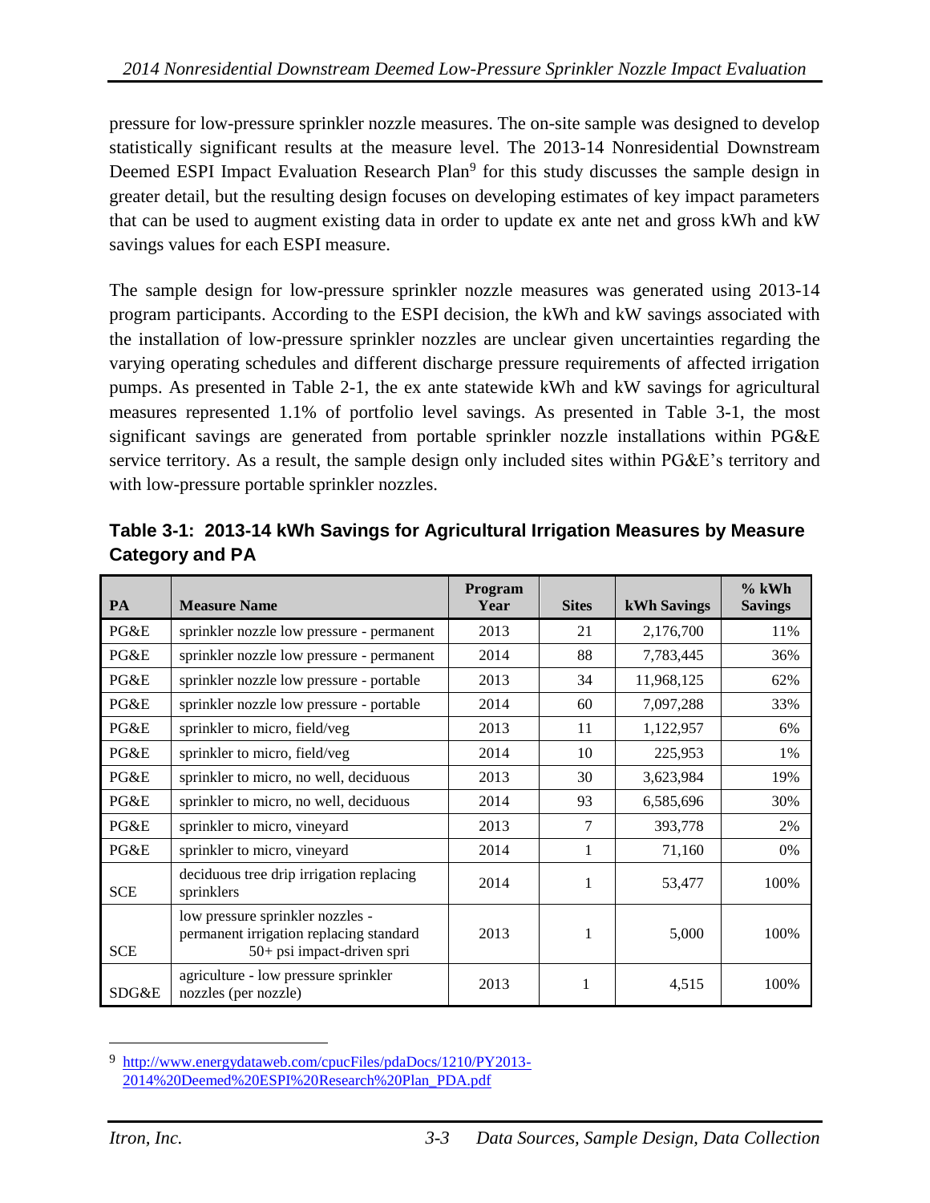pressure for low-pressure sprinkler nozzle measures. The on-site sample was designed to develop statistically significant results at the measure level. The 2013-14 Nonresidential Downstream Deemed ESPI Impact Evaluation Research Plan[9] for this study discusses the sample design in greater detail, but the resulting design focuses on developing estimates of key impact parameters that can be used to augment existing data in order to update ex ante net and gross kWh and kW savings values for each ESPI measure.

The sample design for low-pressure sprinkler nozzle measures was generated using 2013-14 program participants. According to the ESPI decision, the kWh and kW savings associated with the installation of low-pressure sprinkler nozzles are unclear given uncertainties regarding the varying operating schedules and different discharge pressure requirements of affected irrigation pumps. As presented in Table 2-1, the ex ante statewide kWh and kW savings for agricultural measures represented 1.1% of portfolio level savings. As presented in Table 3-1, the most significant savings are generated from portable sprinkler nozzle installations within PG&E service territory. As a result, the sample design only included sites within PG&E's territory and with low-pressure portable sprinkler nozzles.

**Table 3-1: 2013-14 kWh Savings for Agricultural Irrigation Measures by Measure Category and PA**

| PA | Measure Name | Program Year | Sites | kWh Savings | % kWh Savings |
|---|---|---|---|---|---|
| PG&E | sprinkler nozzle low pressure - permanent | 2013 | 21 | 2,176,700 | 11% |
| PG&E | sprinkler nozzle low pressure - permanent | 2014 | 88 | 7,783,445 | 36% |
| PG&E | sprinkler nozzle low pressure - portable | 2013 | 34 | 11,968,125 | 62% |
| PG&E | sprinkler nozzle low pressure - portable | 2014 | 60 | 7,097,288 | 33% |
| PG&E | sprinkler to micro, field/veg | 2013 | 11 | 1,122,957 | 6% |
| PG&E | sprinkler to micro, field/veg | 2014 | 10 | 225,953 | 1% |
| PG&E | sprinkler to micro, no well, deciduous | 2013 | 30 | 3,623,984 | 19% |
| PG&E | sprinkler to micro, no well, deciduous | 2014 | 93 | 6,585,696 | 30% |
| PG&E | sprinkler to micro, vineyard | 2013 | 7 | 393,778 | 2% |
| PG&E | sprinkler to micro, vineyard | 2014 | 1 | 71,160 | 0% |
| SCE | deciduous tree drip irrigation replacing sprinklers | 2014 | 1 | 53,477 | 100% |
| SCE | low pressure sprinkler nozzles - permanent irrigation replacing standard 50+ psi impact-driven spri | 2013 | 1 | 5,000 | 100% |
| SDG&E | agriculture - low pressure sprinkler nozzles (per nozzle) | 2013 | 1 | 4,515 | 100% |

[9] http://www.energydataweb.com/cpucFiles/pdaDocs/1210/PY2013-2014%20Deemed%20ESPI%20Research%20Plan_PDA.pdf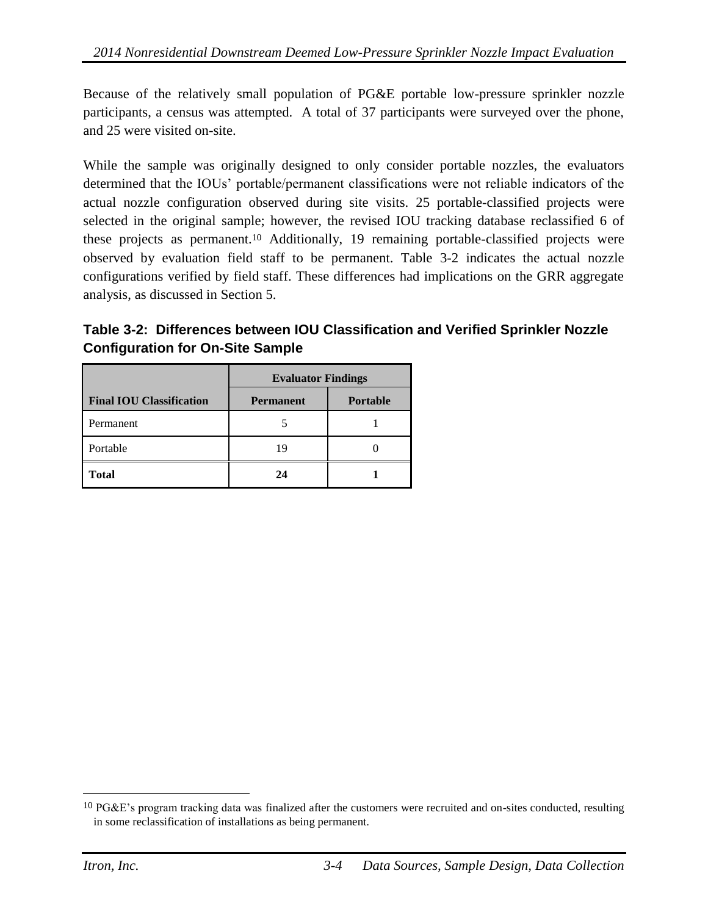Because of the relatively small population of PG&E portable low-pressure sprinkler nozzle participants, a census was attempted. A total of 37 participants were surveyed over the phone, and 25 were visited on-site.

While the sample was originally designed to only consider portable nozzles, the evaluators determined that the IOUs' portable/permanent classifications were not reliable indicators of the actual nozzle configuration observed during site visits. 25 portable-classified projects were selected in the original sample; however, the revised IOU tracking database reclassified 6 of these projects as permanent.[10] Additionally, 19 remaining portable-classified projects were observed by evaluation field staff to be permanent. Table 3-2 indicates the actual nozzle configurations verified by field staff. These differences had implications on the GRR aggregate analysis, as discussed in Section 5.

**Table 3-2: Differences between IOU Classification and Verified Sprinkler Nozzle Configuration for On-Site Sample**

| | Evaluator Findings | |
|---|---|---|
| **Final IOU Classification** | **Permanent** | **Portable** |
| Permanent | 5 | 1 |
| Portable | 19 | 0 |
| **Total** | **24** | **1** |

[10] PG&E's program tracking data was finalized after the customers were recruited and on-sites conducted, resulting in some reclassification of installations as being permanent.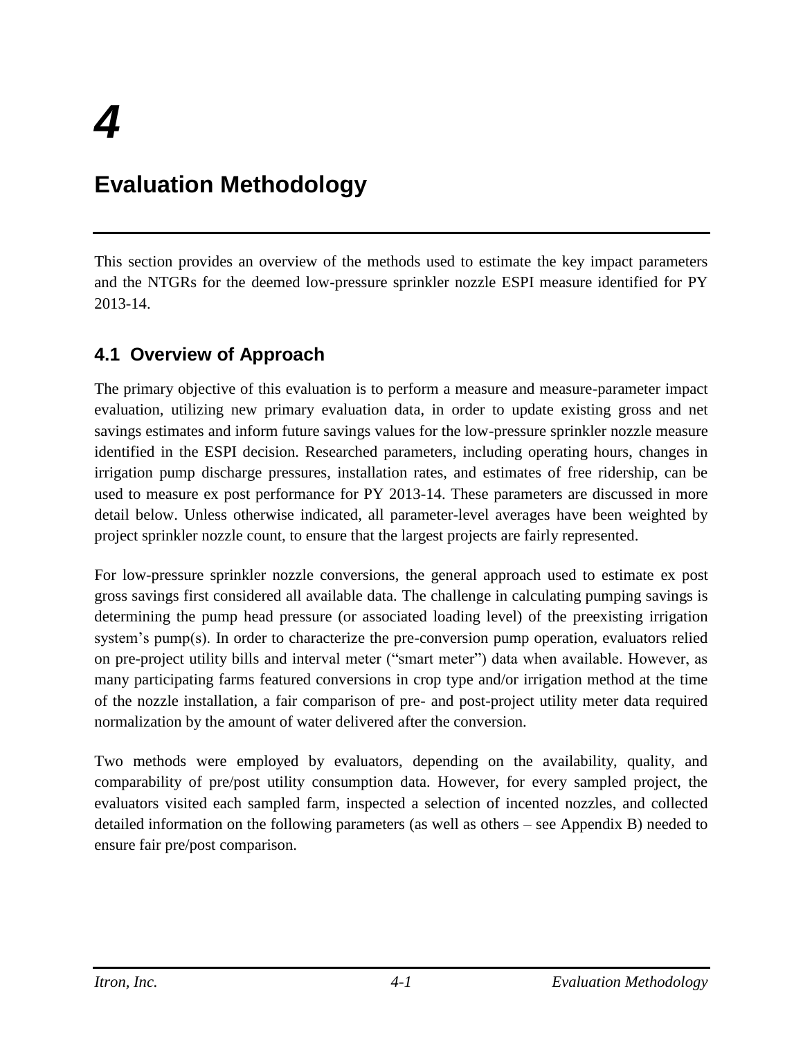# 4

# Evaluation Methodology

This section provides an overview of the methods used to estimate the key impact parameters and the NTGRs for the deemed low-pressure sprinkler nozzle ESPI measure identified for PY 2013-14.

## 4.1 Overview of Approach

The primary objective of this evaluation is to perform a measure and measure-parameter impact evaluation, utilizing new primary evaluation data, in order to update existing gross and net savings estimates and inform future savings values for the low-pressure sprinkler nozzle measure identified in the ESPI decision. Researched parameters, including operating hours, changes in irrigation pump discharge pressures, installation rates, and estimates of free ridership, can be used to measure ex post performance for PY 2013-14. These parameters are discussed in more detail below. Unless otherwise indicated, all parameter-level averages have been weighted by project sprinkler nozzle count, to ensure that the largest projects are fairly represented.

For low-pressure sprinkler nozzle conversions, the general approach used to estimate ex post gross savings first considered all available data. The challenge in calculating pumping savings is determining the pump head pressure (or associated loading level) of the preexisting irrigation system's pump(s). In order to characterize the pre-conversion pump operation, evaluators relied on pre-project utility bills and interval meter ("smart meter") data when available. However, as many participating farms featured conversions in crop type and/or irrigation method at the time of the nozzle installation, a fair comparison of pre- and post-project utility meter data required normalization by the amount of water delivered after the conversion.

Two methods were employed by evaluators, depending on the availability, quality, and comparability of pre/post utility consumption data. However, for every sampled project, the evaluators visited each sampled farm, inspected a selection of incented nozzles, and collected detailed information on the following parameters (as well as others – see Appendix B) needed to ensure fair pre/post comparison.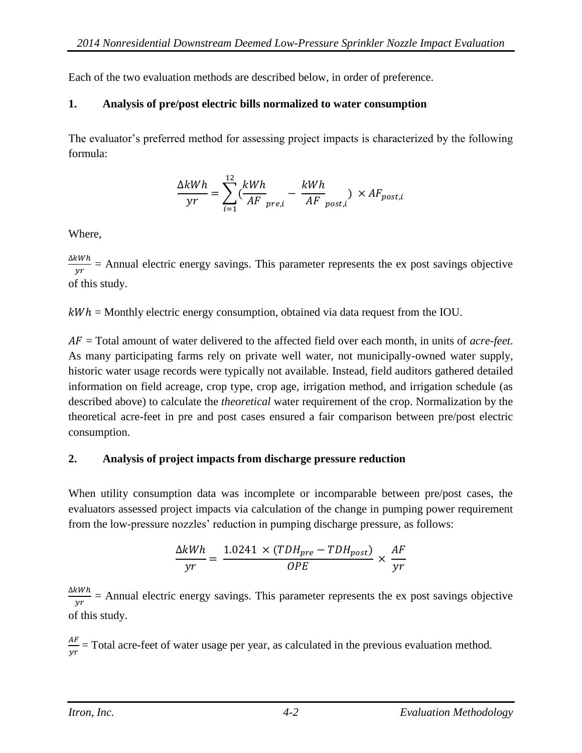Each of the two evaluation methods are described below, in order of preference.

### 1. Analysis of pre/post electric bills normalized to water consumption

The evaluator's preferred method for assessing project impacts is characterized by the following formula:

$$\frac{\Delta kWh}{yr} = \sum_{i=1}^{12} \left( \frac{kWh}{AF}_{pre,i} - \frac{kWh}{AF}_{post,i} \right) \times AF_{post,i}$$

Where,

$\frac{\Delta kWh}{yr}$ = Annual electric energy savings. This parameter represents the ex post savings objective of this study.

$kWh$ = Monthly electric energy consumption, obtained via data request from the IOU.

$AF$ = Total amount of water delivered to the affected field over each month, in units of *acre-feet*. As many participating farms rely on private well water, not municipally-owned water supply, historic water usage records were typically not available. Instead, field auditors gathered detailed information on field acreage, crop type, crop age, irrigation method, and irrigation schedule (as described above) to calculate the *theoretical* water requirement of the crop. Normalization by the theoretical acre-feet in pre and post cases ensured a fair comparison between pre/post electric consumption.

### 2. Analysis of project impacts from discharge pressure reduction

When utility consumption data was incomplete or incomparable between pre/post cases, the evaluators assessed project impacts via calculation of the change in pumping power requirement from the low-pressure nozzles' reduction in pumping discharge pressure, as follows:

$$\frac{\Delta kWh}{yr} = \frac{1.0241 \times (TDH_{pre} - TDH_{post})}{OPE} \times \frac{AF}{yr}$$

$\frac{\Delta kWh}{yr}$ = Annual electric energy savings. This parameter represents the ex post savings objective of this study.

$\frac{AF}{yr}$ = Total acre-feet of water usage per year, as calculated in the previous evaluation method.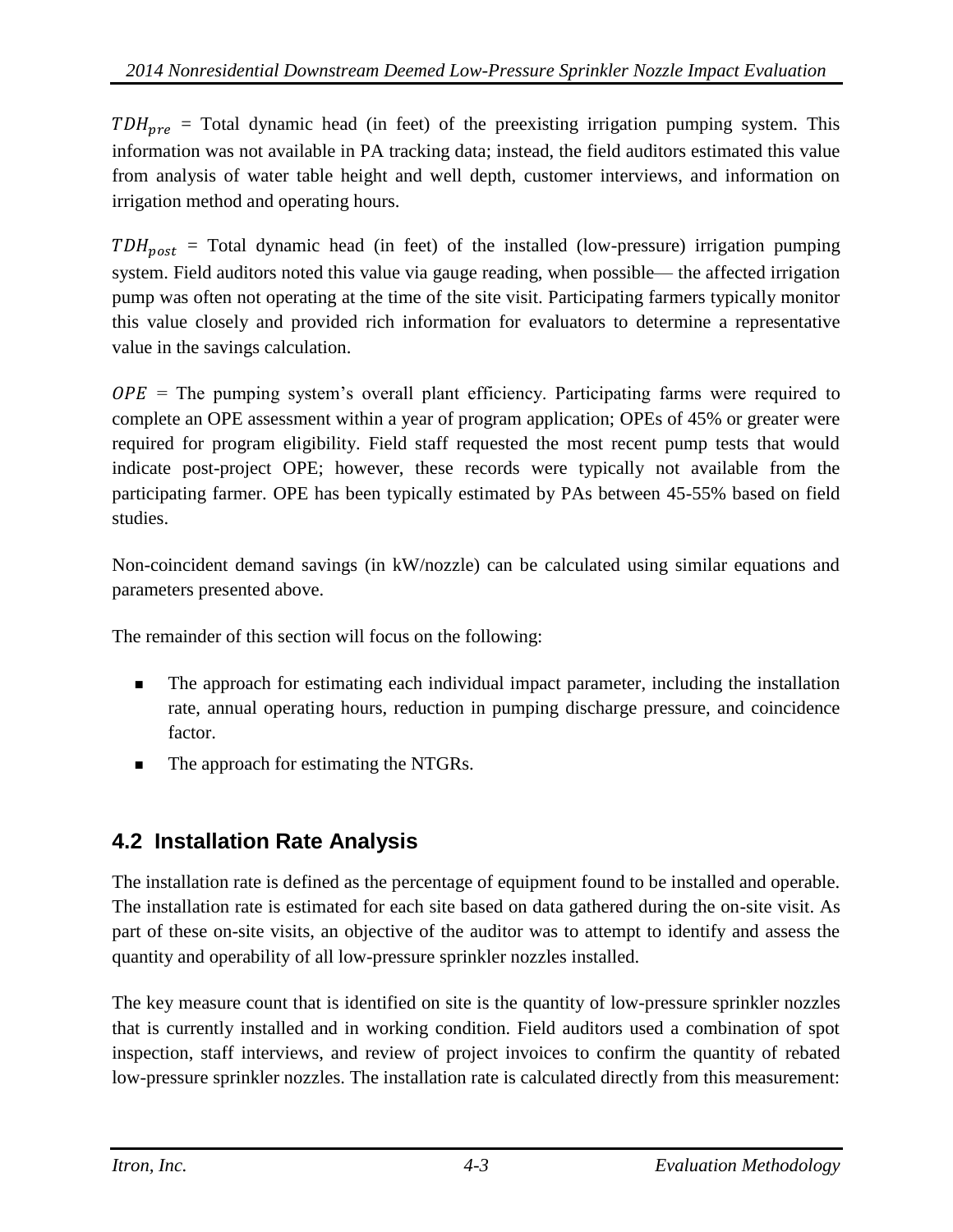$TDH_{pre}$ = Total dynamic head (in feet) of the preexisting irrigation pumping system. This information was not available in PA tracking data; instead, the field auditors estimated this value from analysis of water table height and well depth, customer interviews, and information on irrigation method and operating hours.

$TDH_{post}$ = Total dynamic head (in feet) of the installed (low-pressure) irrigation pumping system. Field auditors noted this value via gauge reading, when possible— the affected irrigation pump was often not operating at the time of the site visit. Participating farmers typically monitor this value closely and provided rich information for evaluators to determine a representative value in the savings calculation.

$OPE$ = The pumping system's overall plant efficiency. Participating farms were required to complete an OPE assessment within a year of program application; OPEs of 45% or greater were required for program eligibility. Field staff requested the most recent pump tests that would indicate post-project OPE; however, these records were typically not available from the participating farmer. OPE has been typically estimated by PAs between 45-55% based on field studies.

Non-coincident demand savings (in kW/nozzle) can be calculated using similar equations and parameters presented above.

The remainder of this section will focus on the following:

- The approach for estimating each individual impact parameter, including the installation rate, annual operating hours, reduction in pumping discharge pressure, and coincidence factor.
- The approach for estimating the NTGRs.

## 4.2 Installation Rate Analysis

The installation rate is defined as the percentage of equipment found to be installed and operable. The installation rate is estimated for each site based on data gathered during the on-site visit. As part of these on-site visits, an objective of the auditor was to attempt to identify and assess the quantity and operability of all low-pressure sprinkler nozzles installed.

The key measure count that is identified on site is the quantity of low-pressure sprinkler nozzles that is currently installed and in working condition. Field auditors used a combination of spot inspection, staff interviews, and review of project invoices to confirm the quantity of rebated low-pressure sprinkler nozzles. The installation rate is calculated directly from this measurement: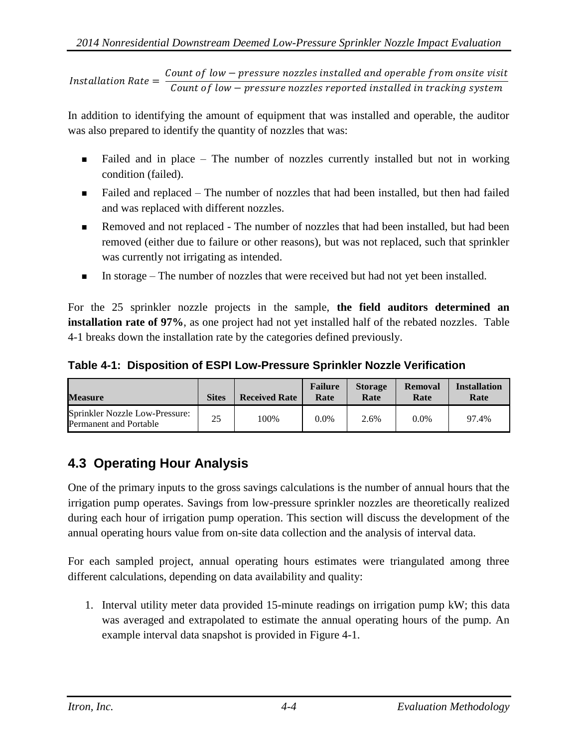$$Installation\ Rate = \frac{Count\ of\ low - pressure\ nozzles\ installed\ and\ operable\ from\ onsite\ visit}{Count\ of\ low - pressure\ nozzles\ reported\ installed\ in\ tracking\ system}$$

In addition to identifying the amount of equipment that was installed and operable, the auditor was also prepared to identify the quantity of nozzles that was:

- Failed and in place – The number of nozzles currently installed but not in working condition (failed).
- Failed and replaced – The number of nozzles that had been installed, but then had failed and was replaced with different nozzles.
- Removed and not replaced - The number of nozzles that had been installed, but had been removed (either due to failure or other reasons), but was not replaced, such that sprinkler was currently not irrigating as intended.
- In storage – The number of nozzles that were received but had not yet been installed.

For the 25 sprinkler nozzle projects in the sample, **the field auditors determined an installation rate of 97%**, as one project had not yet installed half of the rebated nozzles. Table 4-1 breaks down the installation rate by the categories defined previously.

**Table 4-1: Disposition of ESPI Low-Pressure Sprinkler Nozzle Verification**

| Measure | Sites | Received Rate | Failure Rate | Storage Rate | Removal Rate | Installation Rate |
|---|---|---|---|---|---|---|
| Sprinkler Nozzle Low-Pressure: Permanent and Portable | 25 | 100% | 0.0% | 2.6% | 0.0% | 97.4% |

## 4.3 Operating Hour Analysis

One of the primary inputs to the gross savings calculations is the number of annual hours that the irrigation pump operates. Savings from low-pressure sprinkler nozzles are theoretically realized during each hour of irrigation pump operation. This section will discuss the development of the annual operating hours value from on-site data collection and the analysis of interval data.

For each sampled project, annual operating hours estimates were triangulated among three different calculations, depending on data availability and quality:

1. Interval utility meter data provided 15-minute readings on irrigation pump kW; this data was averaged and extrapolated to estimate the annual operating hours of the pump. An example interval data snapshot is provided in Figure 4-1.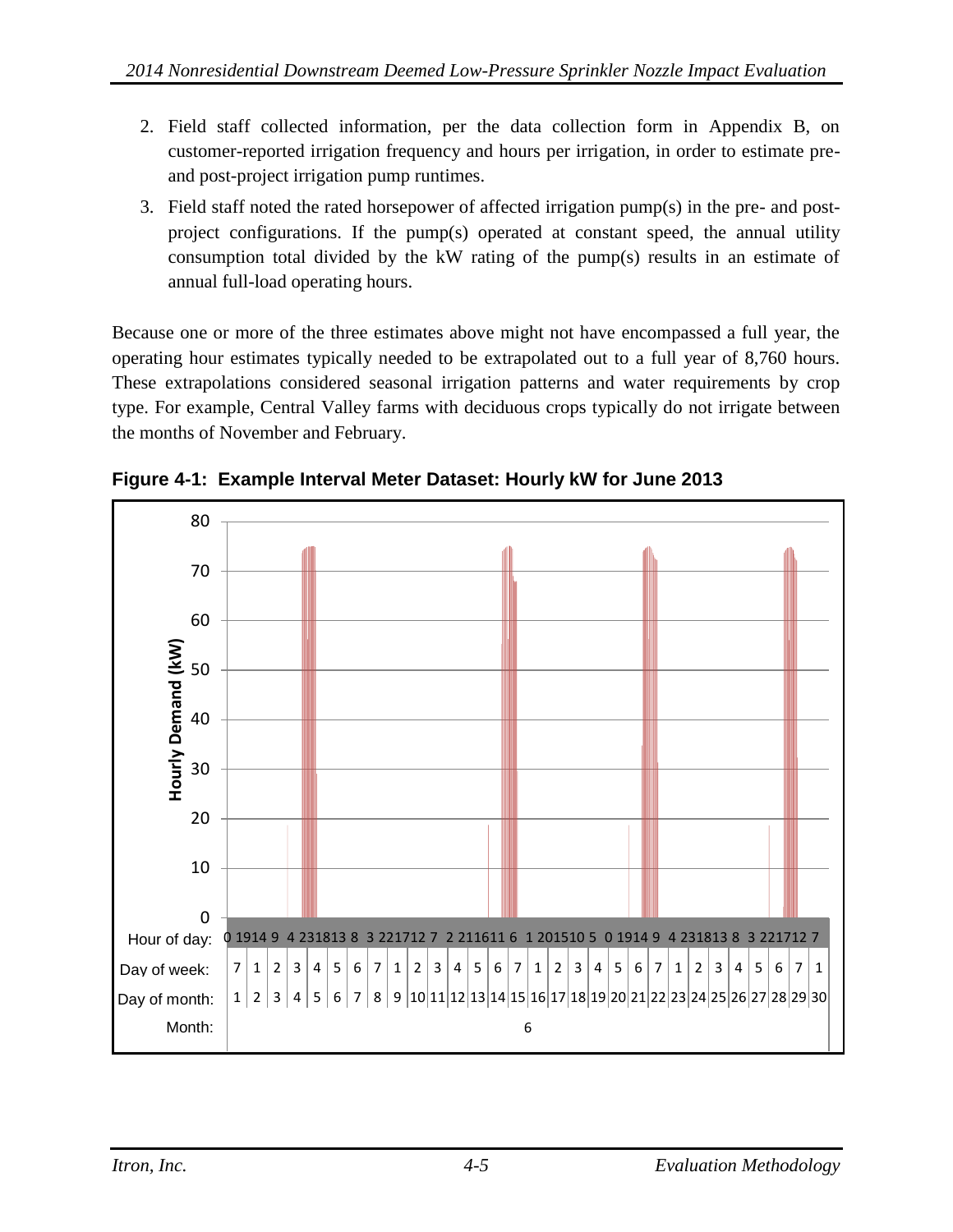2. Field staff collected information, per the data collection form in Appendix B, on customer-reported irrigation frequency and hours per irrigation, in order to estimate pre- and post-project irrigation pump runtimes.
3. Field staff noted the rated horsepower of affected irrigation pump(s) in the pre- and post-project configurations. If the pump(s) operated at constant speed, the annual utility consumption total divided by the kW rating of the pump(s) results in an estimate of annual full-load operating hours.

Because one or more of the three estimates above might not have encompassed a full year, the operating hour estimates typically needed to be extrapolated out to a full year of 8,760 hours. These extrapolations considered seasonal irrigation patterns and water requirements by crop type. For example, Central Valley farms with deciduous crops typically do not irrigate between the months of November and February.

**Figure 4-1: Example Interval Meter Dataset: Hourly kW for June 2013**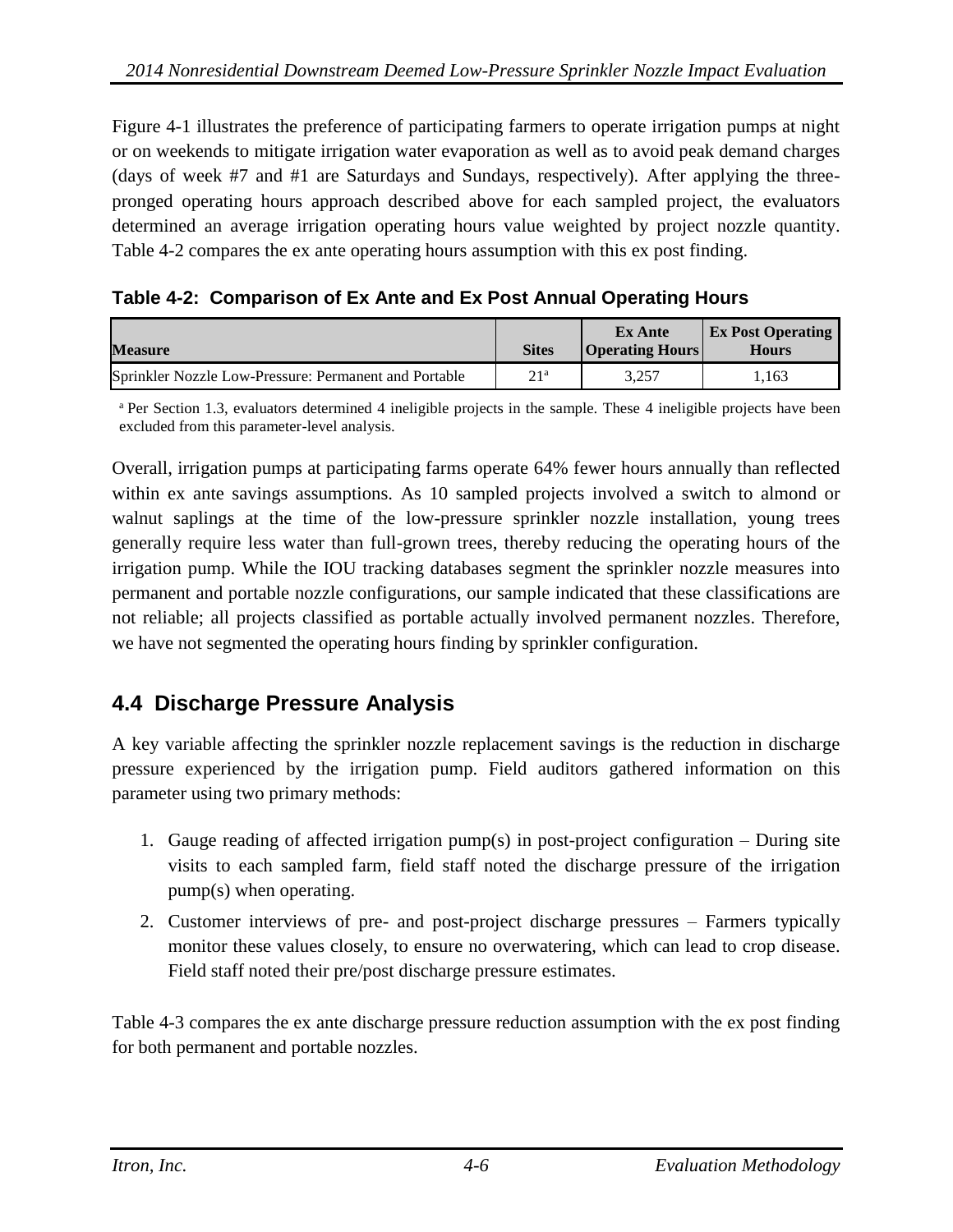Figure 4-1 illustrates the preference of participating farmers to operate irrigation pumps at night or on weekends to mitigate irrigation water evaporation as well as to avoid peak demand charges (days of week #7 and #1 are Saturdays and Sundays, respectively). After applying the three-pronged operating hours approach described above for each sampled project, the evaluators determined an average irrigation operating hours value weighted by project nozzle quantity. Table 4-2 compares the ex ante operating hours assumption with this ex post finding.

**Table 4-2: Comparison of Ex Ante and Ex Post Annual Operating Hours**

| Measure | Sites | Ex Ante Operating Hours | Ex Post Operating Hours |
|---|---|---|---|
| Sprinkler Nozzle Low-Pressure: Permanent and Portable | 21[a] | 3,257 | 1,163 |

[a] Per Section 1.3, evaluators determined 4 ineligible projects in the sample. These 4 ineligible projects have been excluded from this parameter-level analysis.

Overall, irrigation pumps at participating farms operate 64% fewer hours annually than reflected within ex ante savings assumptions. As 10 sampled projects involved a switch to almond or walnut saplings at the time of the low-pressure sprinkler nozzle installation, young trees generally require less water than full-grown trees, thereby reducing the operating hours of the irrigation pump. While the IOU tracking databases segment the sprinkler nozzle measures into permanent and portable nozzle configurations, our sample indicated that these classifications are not reliable; all projects classified as portable actually involved permanent nozzles. Therefore, we have not segmented the operating hours finding by sprinkler configuration.

## 4.4 Discharge Pressure Analysis

A key variable affecting the sprinkler nozzle replacement savings is the reduction in discharge pressure experienced by the irrigation pump. Field auditors gathered information on this parameter using two primary methods:

1. Gauge reading of affected irrigation pump(s) in post-project configuration – During site visits to each sampled farm, field staff noted the discharge pressure of the irrigation pump(s) when operating.
2. Customer interviews of pre- and post-project discharge pressures – Farmers typically monitor these values closely, to ensure no overwatering, which can lead to crop disease. Field staff noted their pre/post discharge pressure estimates.

Table 4-3 compares the ex ante discharge pressure reduction assumption with the ex post finding for both permanent and portable nozzles.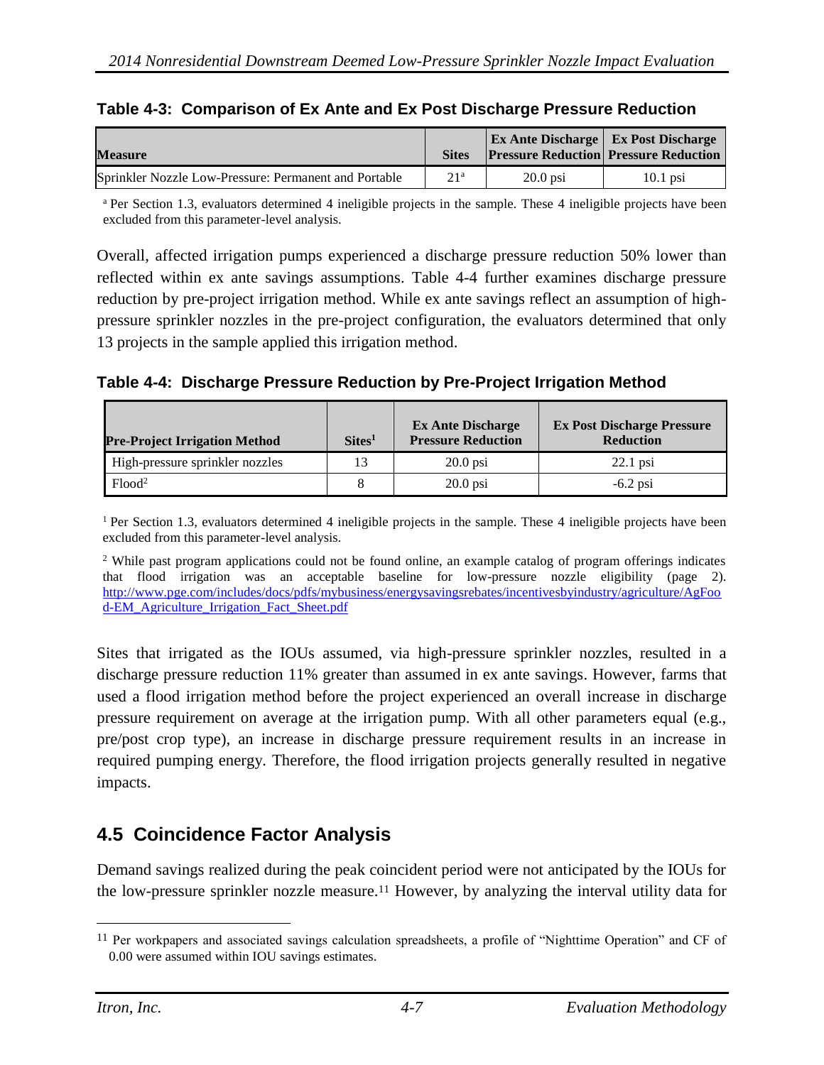**Table 4-3: Comparison of Ex Ante and Ex Post Discharge Pressure Reduction**

| Measure | Sites | Ex Ante Discharge Pressure Reduction | Ex Post Discharge Pressure Reduction |
|---|---|---|---|
| Sprinkler Nozzle Low-Pressure: Permanent and Portable | 21[a] | 20.0 psi | 10.1 psi |

[a] Per Section 1.3, evaluators determined 4 ineligible projects in the sample. These 4 ineligible projects have been excluded from this parameter-level analysis.

Overall, affected irrigation pumps experienced a discharge pressure reduction 50% lower than reflected within ex ante savings assumptions. Table 4-4 further examines discharge pressure reduction by pre-project irrigation method. While ex ante savings reflect an assumption of high-pressure sprinkler nozzles in the pre-project configuration, the evaluators determined that only 13 projects in the sample applied this irrigation method.

**Table 4-4: Discharge Pressure Reduction by Pre-Project Irrigation Method**

| Pre-Project Irrigation Method | Sites[1] | Ex Ante Discharge Pressure Reduction | Ex Post Discharge Pressure Reduction |
|---|---|---|---|
| High-pressure sprinkler nozzles | 13 | 20.0 psi | 22.1 psi |
| Flood[2] | 8 | 20.0 psi | -6.2 psi |

[1] Per Section 1.3, evaluators determined 4 ineligible projects in the sample. These 4 ineligible projects have been excluded from this parameter-level analysis.

[2] While past program applications could not be found online, an example catalog of program offerings indicates that flood irrigation was an acceptable baseline for low-pressure nozzle eligibility (page 2). http://www.pge.com/includes/docs/pdfs/mybusiness/energysavingsrebates/incentivesbyindustry/agriculture/AgFood-EM_Agriculture_Irrigation_Fact_Sheet.pdf

Sites that irrigated as the IOUs assumed, via high-pressure sprinkler nozzles, resulted in a discharge pressure reduction 11% greater than assumed in ex ante savings. However, farms that used a flood irrigation method before the project experienced an overall increase in discharge pressure requirement on average at the irrigation pump. With all other parameters equal (e.g., pre/post crop type), an increase in discharge pressure requirement results in an increase in required pumping energy. Therefore, the flood irrigation projects generally resulted in negative impacts.

## 4.5 Coincidence Factor Analysis

Demand savings realized during the peak coincident period were not anticipated by the IOUs for the low-pressure sprinkler nozzle measure.[11] However, by analyzing the interval utility data for

[11] Per workpapers and associated savings calculation spreadsheets, a profile of "Nighttime Operation" and CF of 0.00 were assumed within IOU savings estimates.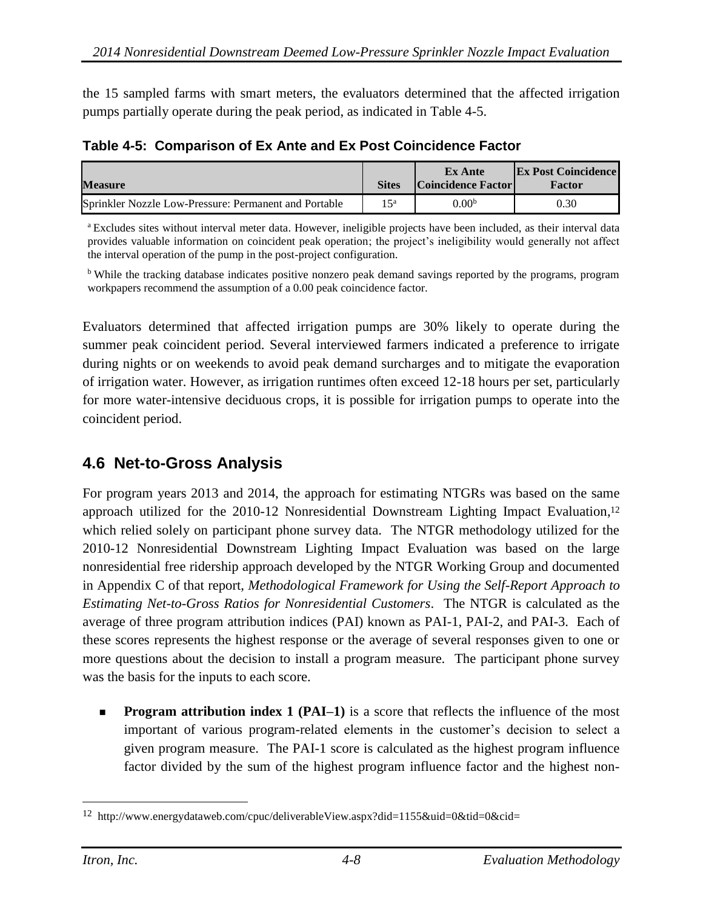the 15 sampled farms with smart meters, the evaluators determined that the affected irrigation pumps partially operate during the peak period, as indicated in Table 4-5.

**Table 4-5: Comparison of Ex Ante and Ex Post Coincidence Factor**

| Measure | Sites | Ex Ante Coincidence Factor | Ex Post Coincidence Factor |
|---|---|---|---|
| Sprinkler Nozzle Low-Pressure: Permanent and Portable | 15[a] | 0.00[b] | 0.30 |

[a] Excludes sites without interval meter data. However, ineligible projects have been included, as their interval data provides valuable information on coincident peak operation; the project's ineligibility would generally not affect the interval operation of the pump in the post-project configuration.

[b] While the tracking database indicates positive nonzero peak demand savings reported by the programs, program workpapers recommend the assumption of a 0.00 peak coincidence factor.

Evaluators determined that affected irrigation pumps are 30% likely to operate during the summer peak coincident period. Several interviewed farmers indicated a preference to irrigate during nights or on weekends to avoid peak demand surcharges and to mitigate the evaporation of irrigation water. However, as irrigation runtimes often exceed 12-18 hours per set, particularly for more water-intensive deciduous crops, it is possible for irrigation pumps to operate into the coincident period.

## 4.6 Net-to-Gross Analysis

For program years 2013 and 2014, the approach for estimating NTGRs was based on the same approach utilized for the 2010-12 Nonresidential Downstream Lighting Impact Evaluation,[12] which relied solely on participant phone survey data. The NTGR methodology utilized for the 2010-12 Nonresidential Downstream Lighting Impact Evaluation was based on the large nonresidential free ridership approach developed by the NTGR Working Group and documented in Appendix C of that report, *Methodological Framework for Using the Self-Report Approach to Estimating Net-to-Gross Ratios for Nonresidential Customers*. The NTGR is calculated as the average of three program attribution indices (PAI) known as PAI-1, PAI-2, and PAI-3. Each of these scores represents the highest response or the average of several responses given to one or more questions about the decision to install a program measure. The participant phone survey was the basis for the inputs to each score.

- **Program attribution index 1 (PAI–1)** is a score that reflects the influence of the most important of various program-related elements in the customer's decision to select a given program measure. The PAI-1 score is calculated as the highest program influence factor divided by the sum of the highest program influence factor and the highest non-

[12] http://www.energydataweb.com/cpuc/deliverableView.aspx?did=1155&uid=0&tid=0&cid=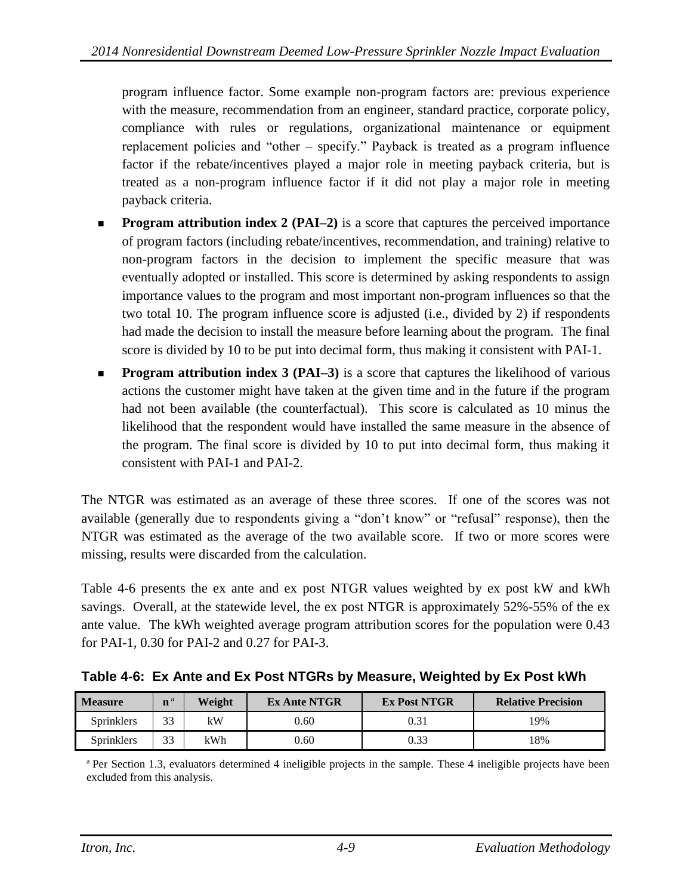program influence factor. Some example non-program factors are: previous experience with the measure, recommendation from an engineer, standard practice, corporate policy, compliance with rules or regulations, organizational maintenance or equipment replacement policies and "other – specify." Payback is treated as a program influence factor if the rebate/incentives played a major role in meeting payback criteria, but is treated as a non-program influence factor if it did not play a major role in meeting payback criteria.

- **Program attribution index 2 (PAI–2)** is a score that captures the perceived importance of program factors (including rebate/incentives, recommendation, and training) relative to non-program factors in the decision to implement the specific measure that was eventually adopted or installed. This score is determined by asking respondents to assign importance values to the program and most important non-program influences so that the two total 10. The program influence score is adjusted (i.e., divided by 2) if respondents had made the decision to install the measure before learning about the program. The final score is divided by 10 to be put into decimal form, thus making it consistent with PAI-1.
- **Program attribution index 3 (PAI–3)** is a score that captures the likelihood of various actions the customer might have taken at the given time and in the future if the program had not been available (the counterfactual). This score is calculated as 10 minus the likelihood that the respondent would have installed the same measure in the absence of the program. The final score is divided by 10 to put into decimal form, thus making it consistent with PAI-1 and PAI-2.

The NTGR was estimated as an average of these three scores. If one of the scores was not available (generally due to respondents giving a "don't know" or "refusal" response), then the NTGR was estimated as the average of the two available score. If two or more scores were missing, results were discarded from the calculation.

Table 4-6 presents the ex ante and ex post NTGR values weighted by ex post kW and kWh savings. Overall, at the statewide level, the ex post NTGR is approximately 52%-55% of the ex ante value. The kWh weighted average program attribution scores for the population were 0.43 for PAI-1, 0.30 for PAI-2 and 0.27 for PAI-3.

**Table 4-6: Ex Ante and Ex Post NTGRs by Measure, Weighted by Ex Post kWh**

| Measure | n[a] | Weight | Ex Ante NTGR | Ex Post NTGR | Relative Precision |
|---|---|---|---|---|---|
| Sprinklers | 33 | kW | 0.60 | 0.31 | 19% |
| Sprinklers | 33 | kWh | 0.60 | 0.33 | 18% |

[a] Per Section 1.3, evaluators determined 4 ineligible projects in the sample. These 4 ineligible projects have been excluded from this analysis.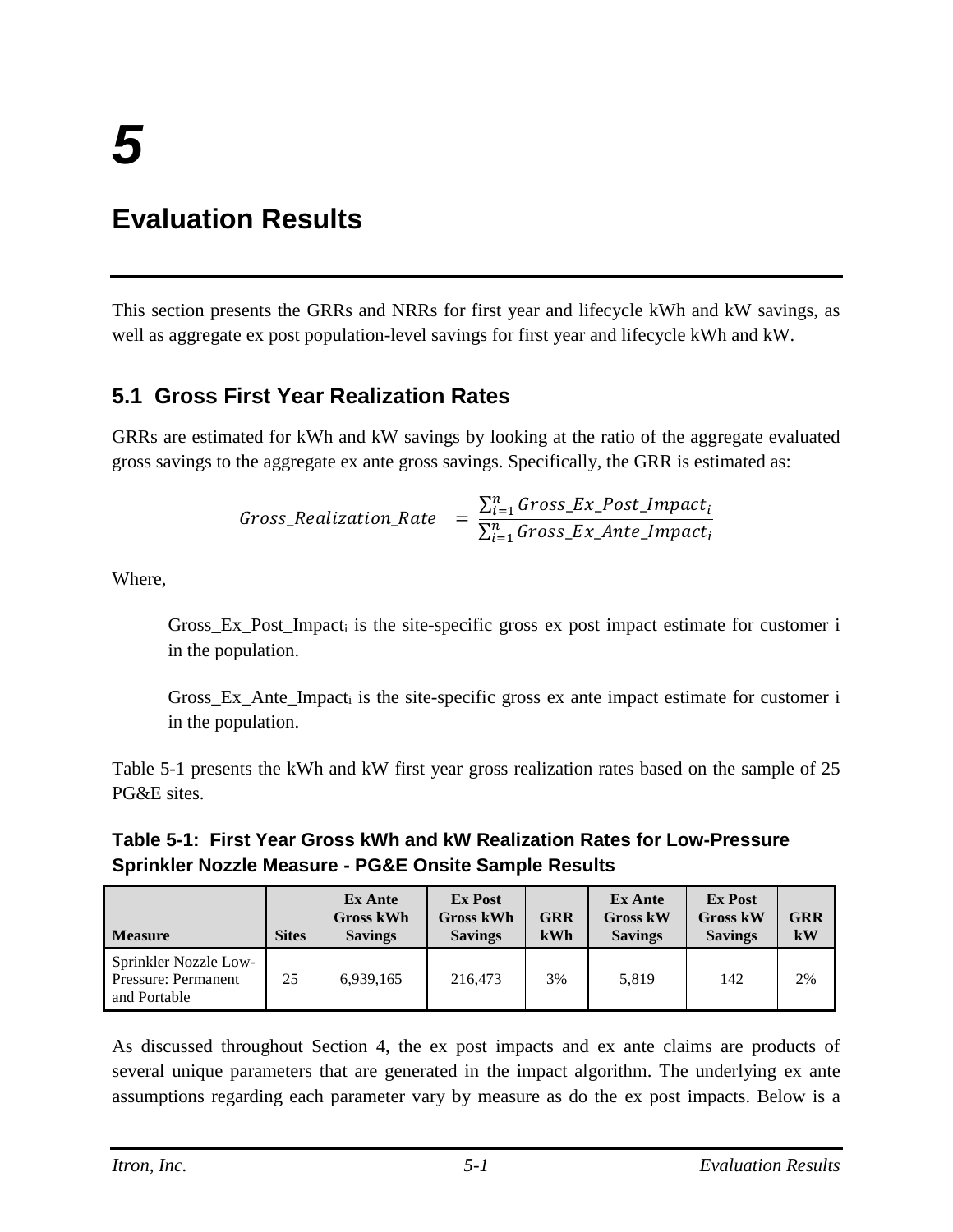# 5

# Evaluation Results

This section presents the GRRs and NRRs for first year and lifecycle kWh and kW savings, as well as aggregate ex post population-level savings for first year and lifecycle kWh and kW.

## 5.1 Gross First Year Realization Rates

GRRs are estimated for kWh and kW savings by looking at the ratio of the aggregate evaluated gross savings to the aggregate ex ante gross savings. Specifically, the GRR is estimated as:

$$Gross\_Realization\_Rate \quad = \frac{\sum_{i=1}^{n} Gross\_Ex\_Post\_Impact_i}{\sum_{i=1}^{n} Gross\_Ex\_Ante\_Impact_i}$$

Where,

> $Gross\_Ex\_Post\_Impact_i$ is the site-specific gross ex post impact estimate for customer i in the population.
>
> $Gross\_Ex\_Ante\_Impact_i$ is the site-specific gross ex ante impact estimate for customer i in the population.

Table 5-1 presents the kWh and kW first year gross realization rates based on the sample of 25 PG&E sites.

**Table 5-1: First Year Gross kWh and kW Realization Rates for Low-Pressure Sprinkler Nozzle Measure - PG&E Onsite Sample Results**

| Measure | Sites | Ex Ante Gross kWh Savings | Ex Post Gross kWh Savings | GRR kWh | Ex Ante Gross kW Savings | Ex Post Gross kW Savings | GRR kW |
|---|---|---|---|---|---|---|---|
| Sprinkler Nozzle Low-Pressure: Permanent and Portable | 25 | 6,939,165 | 216,473 | 3% | 5,819 | 142 | 2% |

As discussed throughout Section 4, the ex post impacts and ex ante claims are products of several unique parameters that are generated in the impact algorithm. The underlying ex ante assumptions regarding each parameter vary by measure as do the ex post impacts. Below is a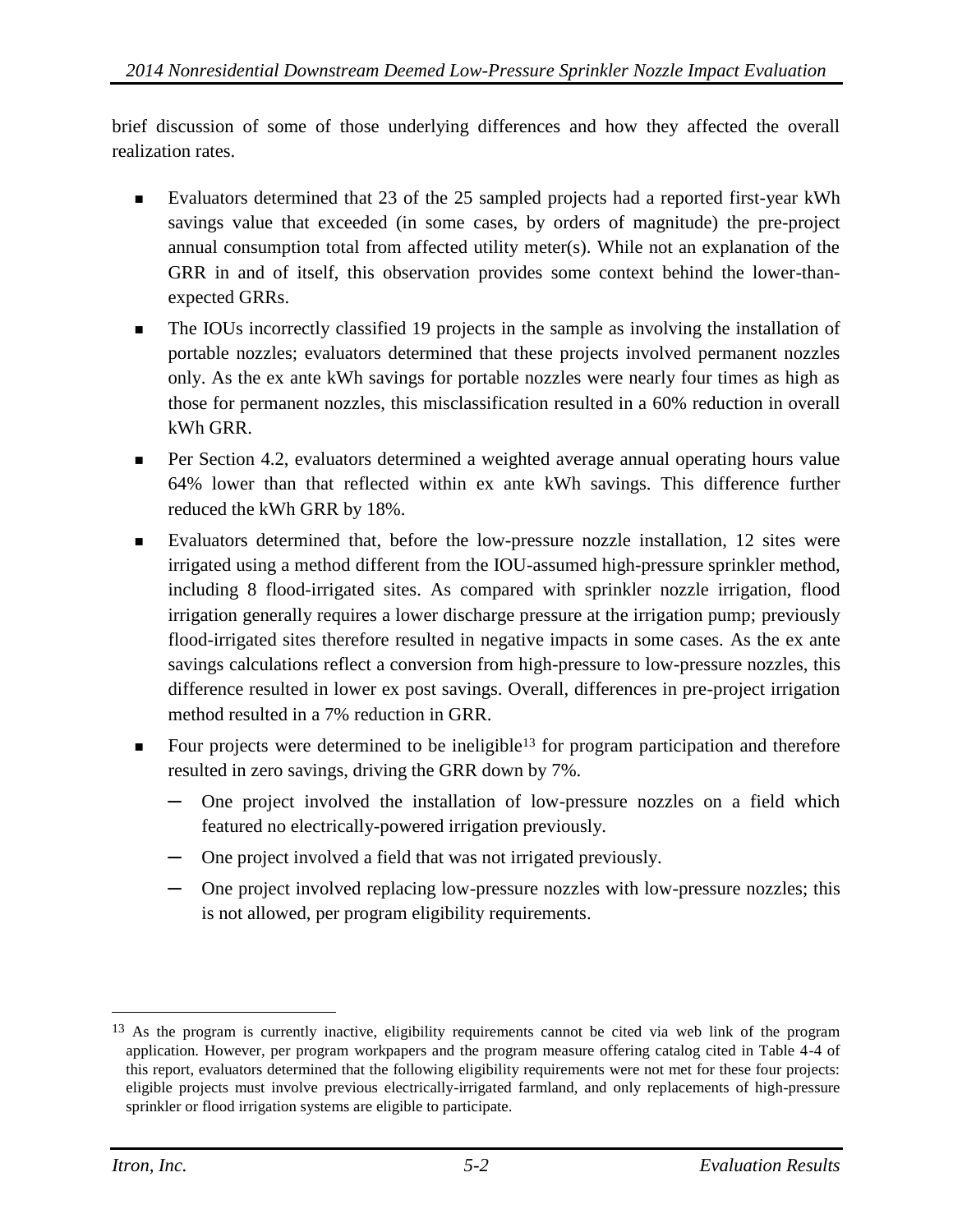brief discussion of some of those underlying differences and how they affected the overall realization rates.

- Evaluators determined that 23 of the 25 sampled projects had a reported first-year kWh savings value that exceeded (in some cases, by orders of magnitude) the pre-project annual consumption total from affected utility meter(s). While not an explanation of the GRR in and of itself, this observation provides some context behind the lower-than-expected GRRs.
- The IOUs incorrectly classified 19 projects in the sample as involving the installation of portable nozzles; evaluators determined that these projects involved permanent nozzles only. As the ex ante kWh savings for portable nozzles were nearly four times as high as those for permanent nozzles, this misclassification resulted in a 60% reduction in overall kWh GRR.
- Per Section 4.2, evaluators determined a weighted average annual operating hours value 64% lower than that reflected within ex ante kWh savings. This difference further reduced the kWh GRR by 18%.
- Evaluators determined that, before the low-pressure nozzle installation, 12 sites were irrigated using a method different from the IOU-assumed high-pressure sprinkler method, including 8 flood-irrigated sites. As compared with sprinkler nozzle irrigation, flood irrigation generally requires a lower discharge pressure at the irrigation pump; previously flood-irrigated sites therefore resulted in negative impacts in some cases. As the ex ante savings calculations reflect a conversion from high-pressure to low-pressure nozzles, this difference resulted in lower ex post savings. Overall, differences in pre-project irrigation method resulted in a 7% reduction in GRR.
- Four projects were determined to be ineligible[13] for program participation and therefore resulted in zero savings, driving the GRR down by 7%.
  - One project involved the installation of low-pressure nozzles on a field which featured no electrically-powered irrigation previously.
  - One project involved a field that was not irrigated previously.
  - One project involved replacing low-pressure nozzles with low-pressure nozzles; this is not allowed, per program eligibility requirements.

[13] As the program is currently inactive, eligibility requirements cannot be cited via web link of the program application. However, per program workpapers and the program measure offering catalog cited in Table 4-4 of this report, evaluators determined that the following eligibility requirements were not met for these four projects: eligible projects must involve previous electrically-irrigated farmland, and only replacements of high-pressure sprinkler or flood irrigation systems are eligible to participate.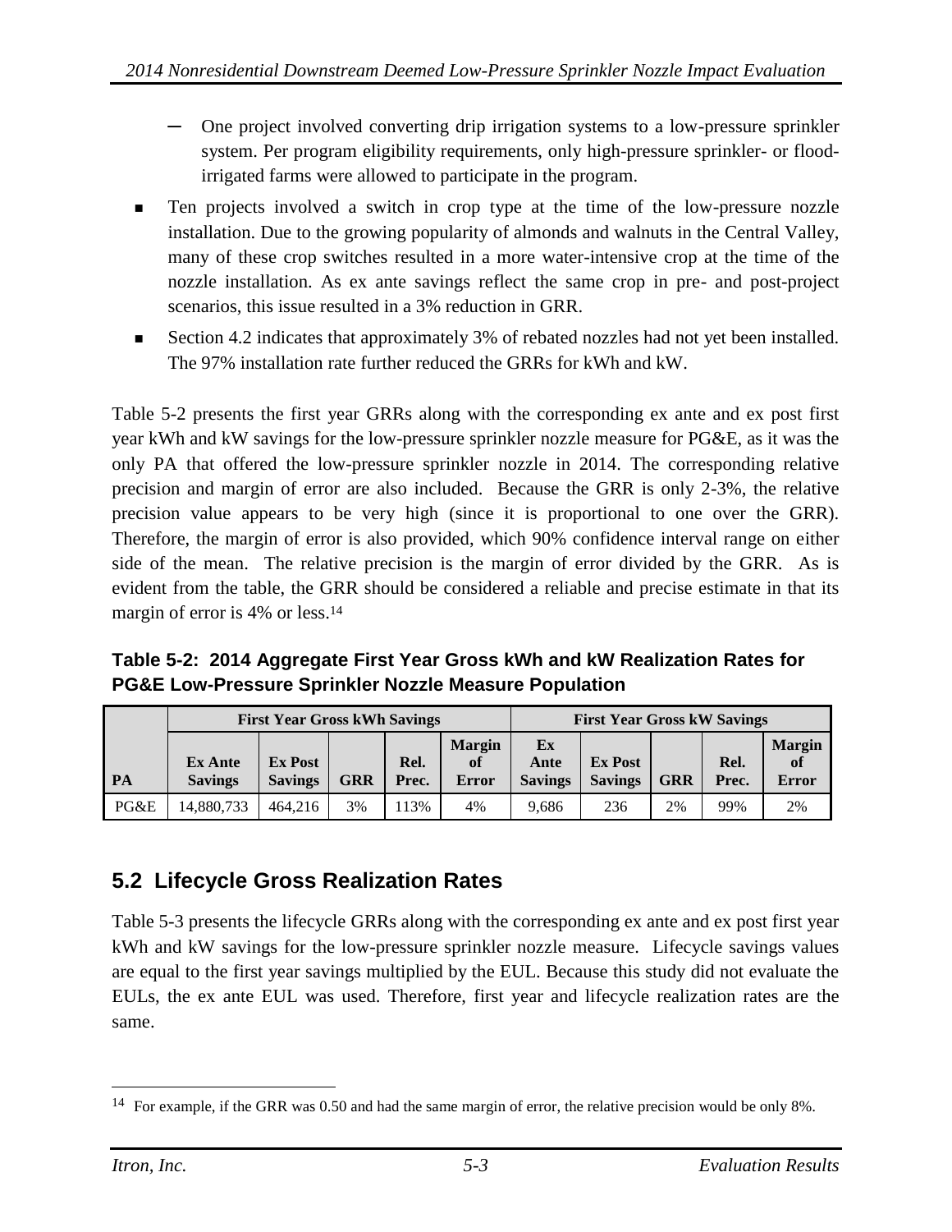- One project involved converting drip irrigation systems to a low-pressure sprinkler system. Per program eligibility requirements, only high-pressure sprinkler- or flood-irrigated farms were allowed to participate in the program.

- Ten projects involved a switch in crop type at the time of the low-pressure nozzle installation. Due to the growing popularity of almonds and walnuts in the Central Valley, many of these crop switches resulted in a more water-intensive crop at the time of the nozzle installation. As ex ante savings reflect the same crop in pre- and post-project scenarios, this issue resulted in a 3% reduction in GRR.
- Section 4.2 indicates that approximately 3% of rebated nozzles had not yet been installed. The 97% installation rate further reduced the GRRs for kWh and kW.

Table 5-2 presents the first year GRRs along with the corresponding ex ante and ex post first year kWh and kW savings for the low-pressure sprinkler nozzle measure for PG&E, as it was the only PA that offered the low-pressure sprinkler nozzle in 2014. The corresponding relative precision and margin of error are also included. Because the GRR is only 2-3%, the relative precision value appears to be very high (since it is proportional to one over the GRR). Therefore, the margin of error is also provided, which 90% confidence interval range on either side of the mean. The relative precision is the margin of error divided by the GRR. As is evident from the table, the GRR should be considered a reliable and precise estimate in that its margin of error is 4% or less.[14]

**Table 5-2: 2014 Aggregate First Year Gross kWh and kW Realization Rates for PG&E Low-Pressure Sprinkler Nozzle Measure Population**

| | First Year Gross kWh Savings | | | | | First Year Gross kW Savings | | | | |
|---|---|---|---|---|---|---|---|---|---|---|
| **PA** | **Ex Ante Savings** | **Ex Post Savings** | **GRR** | **Rel. Prec.** | **Margin of Error** | **Ex Ante Savings** | **Ex Post Savings** | **GRR** | **Rel. Prec.** | **Margin of Error** |
| PG&E | 14,880,733 | 464,216 | 3% | 113% | 4% | 9,686 | 236 | 2% | 99% | 2% |

## 5.2 Lifecycle Gross Realization Rates

Table 5-3 presents the lifecycle GRRs along with the corresponding ex ante and ex post first year kWh and kW savings for the low-pressure sprinkler nozzle measure. Lifecycle savings values are equal to the first year savings multiplied by the EUL. Because this study did not evaluate the EULs, the ex ante EUL was used. Therefore, first year and lifecycle realization rates are the same.

[14] For example, if the GRR was 0.50 and had the same margin of error, the relative precision would be only 8%.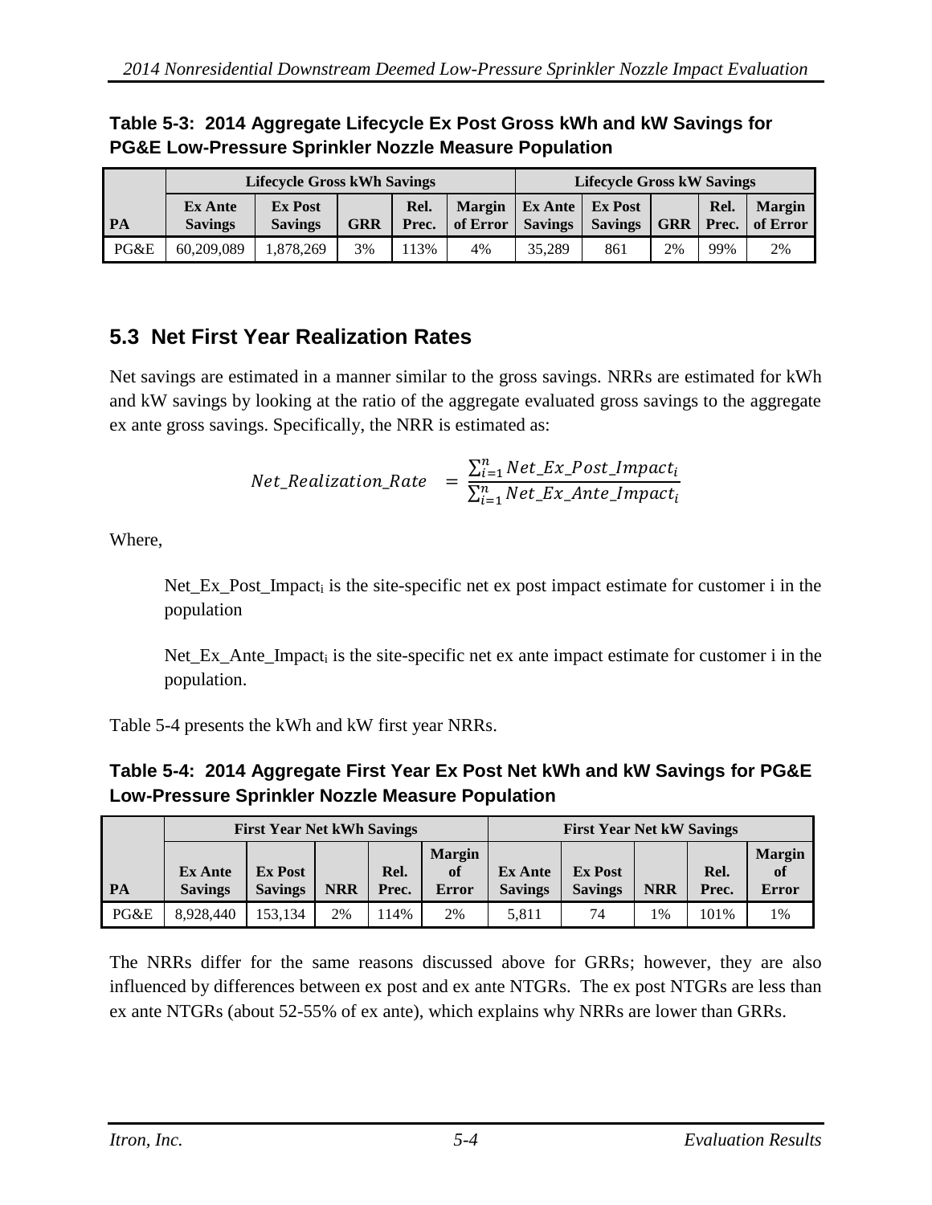**Table 5-3: 2014 Aggregate Lifecycle Ex Post Gross kWh and kW Savings for PG&E Low-Pressure Sprinkler Nozzle Measure Population**

| PA | Lifecycle Gross kWh Savings | | | | | Lifecycle Gross kW Savings | | | | |
|---|---|---|---|---|---|---|---|---|---|---|
| | Ex Ante Savings | Ex Post Savings | GRR | Rel. Prec. | Margin of Error | Ex Ante Savings | Ex Post Savings | GRR | Rel. Prec. | Margin of Error |
| PG&E | 60,209,089 | 1,878,269 | 3% | 113% | 4% | 35,289 | 861 | 2% | 99% | 2% |

## 5.3 Net First Year Realization Rates

Net savings are estimated in a manner similar to the gross savings. NRRs are estimated for kWh and kW savings by looking at the ratio of the aggregate evaluated gross savings to the aggregate ex ante gross savings. Specifically, the NRR is estimated as:

$$Net\_Realization\_Rate = \frac{\sum_{i=1}^{n} Net\_Ex\_Post\_Impact_i}{\sum_{i=1}^{n} Net\_Ex\_Ante\_Impact_i}$$

Where,

> $Net\_Ex\_Post\_Impact_i$ is the site-specific net ex post impact estimate for customer i in the population
>
> $Net\_Ex\_Ante\_Impact_i$ is the site-specific net ex ante impact estimate for customer i in the population.

Table 5-4 presents the kWh and kW first year NRRs.

**Table 5-4: 2014 Aggregate First Year Ex Post Net kWh and kW Savings for PG&E Low-Pressure Sprinkler Nozzle Measure Population**

| PA | First Year Net kWh Savings | | | | | First Year Net kW Savings | | | | |
|---|---|---|---|---|---|---|---|---|---|---|
| | Ex Ante Savings | Ex Post Savings | NRR | Rel. Prec. | Margin of Error | Ex Ante Savings | Ex Post Savings | NRR | Rel. Prec. | Margin of Error |
| PG&E | 8,928,440 | 153,134 | 2% | 114% | 2% | 5,811 | 74 | 1% | 101% | 1% |

The NRRs differ for the same reasons discussed above for GRRs; however, they are also influenced by differences between ex post and ex ante NTGRs. The ex post NTGRs are less than ex ante NTGRs (about 52-55% of ex ante), which explains why NRRs are lower than GRRs.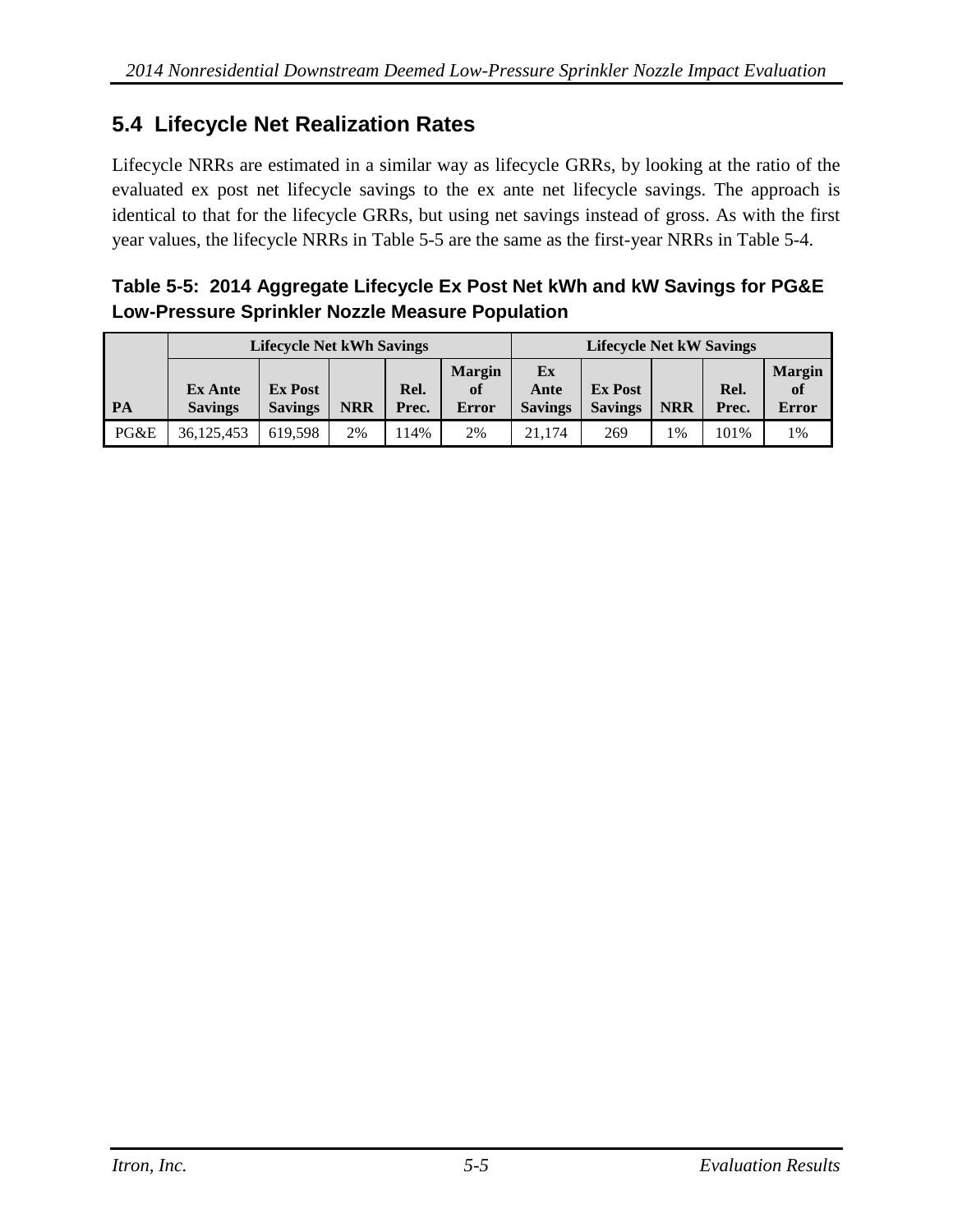## 5.4 Lifecycle Net Realization Rates

Lifecycle NRRs are estimated in a similar way as lifecycle GRRs, by looking at the ratio of the evaluated ex post net lifecycle savings to the ex ante net lifecycle savings. The approach is identical to that for the lifecycle GRRs, but using net savings instead of gross. As with the first year values, the lifecycle NRRs in Table 5-5 are the same as the first-year NRRs in Table 5-4.

**Table 5-5: 2014 Aggregate Lifecycle Ex Post Net kWh and kW Savings for PG&E Low-Pressure Sprinkler Nozzle Measure Population**

| | Lifecycle Net kWh Savings | | | | | Lifecycle Net kW Savings | | | | |
|---|---|---|---|---|---|---|---|---|---|---|
| **PA** | **Ex Ante Savings** | **Ex Post Savings** | **NRR** | **Rel. Prec.** | **Margin of Error** | **Ex Ante Savings** | **Ex Post Savings** | **NRR** | **Rel. Prec.** | **Margin of Error** |
| PG&E | 36,125,453 | 619,598 | 2% | 114% | 2% | 21,174 | 269 | 1% | 101% | 1% |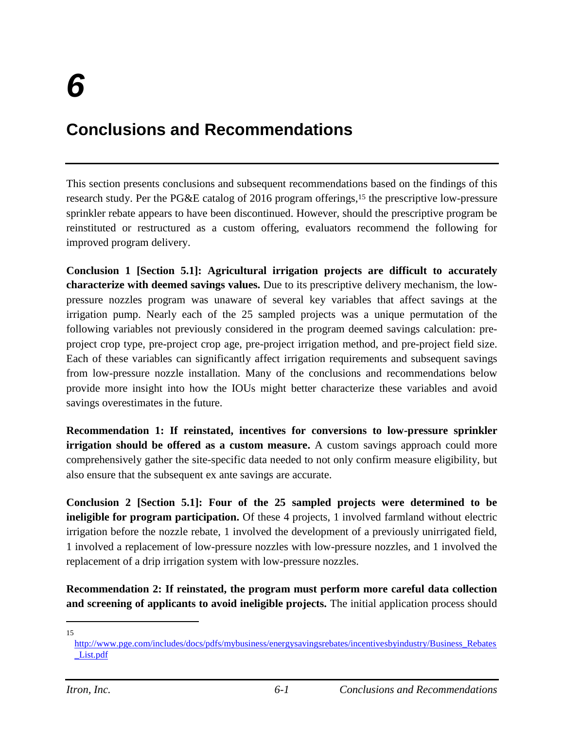# 6

# Conclusions and Recommendations

This section presents conclusions and subsequent recommendations based on the findings of this research study. Per the PG&E catalog of 2016 program offerings,[15] the prescriptive low-pressure sprinkler rebate appears to have been discontinued. However, should the prescriptive program be reinstituted or restructured as a custom offering, evaluators recommend the following for improved program delivery.

**Conclusion 1 [Section 5.1]: Agricultural irrigation projects are difficult to accurately characterize with deemed savings values.** Due to its prescriptive delivery mechanism, the low-pressure nozzles program was unaware of several key variables that affect savings at the irrigation pump. Nearly each of the 25 sampled projects was a unique permutation of the following variables not previously considered in the program deemed savings calculation: pre-project crop type, pre-project crop age, pre-project irrigation method, and pre-project field size. Each of these variables can significantly affect irrigation requirements and subsequent savings from low-pressure nozzle installation. Many of the conclusions and recommendations below provide more insight into how the IOUs might better characterize these variables and avoid savings overestimates in the future.

**Recommendation 1: If reinstated, incentives for conversions to low-pressure sprinkler irrigation should be offered as a custom measure.** A custom savings approach could more comprehensively gather the site-specific data needed to not only confirm measure eligibility, but also ensure that the subsequent ex ante savings are accurate.

**Conclusion 2 [Section 5.1]: Four of the 25 sampled projects were determined to be ineligible for program participation.** Of these 4 projects, 1 involved farmland without electric irrigation before the nozzle rebate, 1 involved the development of a previously unirrigated field, 1 involved a replacement of low-pressure nozzles with low-pressure nozzles, and 1 involved the replacement of a drip irrigation system with low-pressure nozzles.

**Recommendation 2: If reinstated, the program must perform more careful data collection and screening of applicants to avoid ineligible projects.** The initial application process should

---

[15] http://www.pge.com/includes/docs/pdfs/mybusiness/energysavingsrebates/incentivesbyindustry/Business_Rebates_List.pdf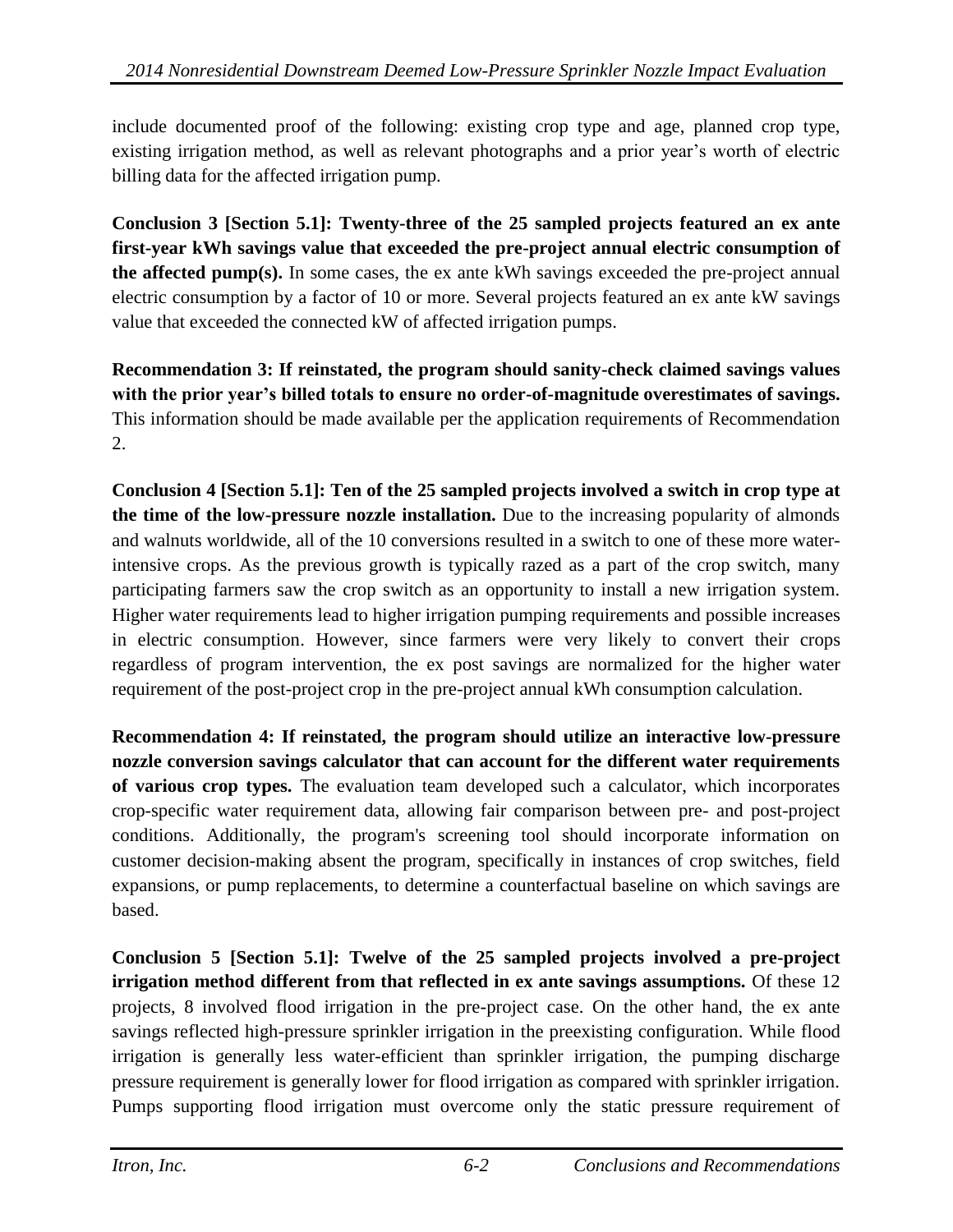include documented proof of the following: existing crop type and age, planned crop type, existing irrigation method, as well as relevant photographs and a prior year's worth of electric billing data for the affected irrigation pump.

**Conclusion 3 [Section 5.1]: Twenty-three of the 25 sampled projects featured an ex ante first-year kWh savings value that exceeded the pre-project annual electric consumption of the affected pump(s).** In some cases, the ex ante kWh savings exceeded the pre-project annual electric consumption by a factor of 10 or more. Several projects featured an ex ante kW savings value that exceeded the connected kW of affected irrigation pumps.

**Recommendation 3: If reinstated, the program should sanity-check claimed savings values with the prior year's billed totals to ensure no order-of-magnitude overestimates of savings.** This information should be made available per the application requirements of Recommendation 2.

**Conclusion 4 [Section 5.1]: Ten of the 25 sampled projects involved a switch in crop type at the time of the low-pressure nozzle installation.** Due to the increasing popularity of almonds and walnuts worldwide, all of the 10 conversions resulted in a switch to one of these more water-intensive crops. As the previous growth is typically razed as a part of the crop switch, many participating farmers saw the crop switch as an opportunity to install a new irrigation system. Higher water requirements lead to higher irrigation pumping requirements and possible increases in electric consumption. However, since farmers were very likely to convert their crops regardless of program intervention, the ex post savings are normalized for the higher water requirement of the post-project crop in the pre-project annual kWh consumption calculation.

**Recommendation 4: If reinstated, the program should utilize an interactive low-pressure nozzle conversion savings calculator that can account for the different water requirements of various crop types.** The evaluation team developed such a calculator, which incorporates crop-specific water requirement data, allowing fair comparison between pre- and post-project conditions. Additionally, the program's screening tool should incorporate information on customer decision-making absent the program, specifically in instances of crop switches, field expansions, or pump replacements, to determine a counterfactual baseline on which savings are based.

**Conclusion 5 [Section 5.1]: Twelve of the 25 sampled projects involved a pre-project irrigation method different from that reflected in ex ante savings assumptions.** Of these 12 projects, 8 involved flood irrigation in the pre-project case. On the other hand, the ex ante savings reflected high-pressure sprinkler irrigation in the preexisting configuration. While flood irrigation is generally less water-efficient than sprinkler irrigation, the pumping discharge pressure requirement is generally lower for flood irrigation as compared with sprinkler irrigation. Pumps supporting flood irrigation must overcome only the static pressure requirement of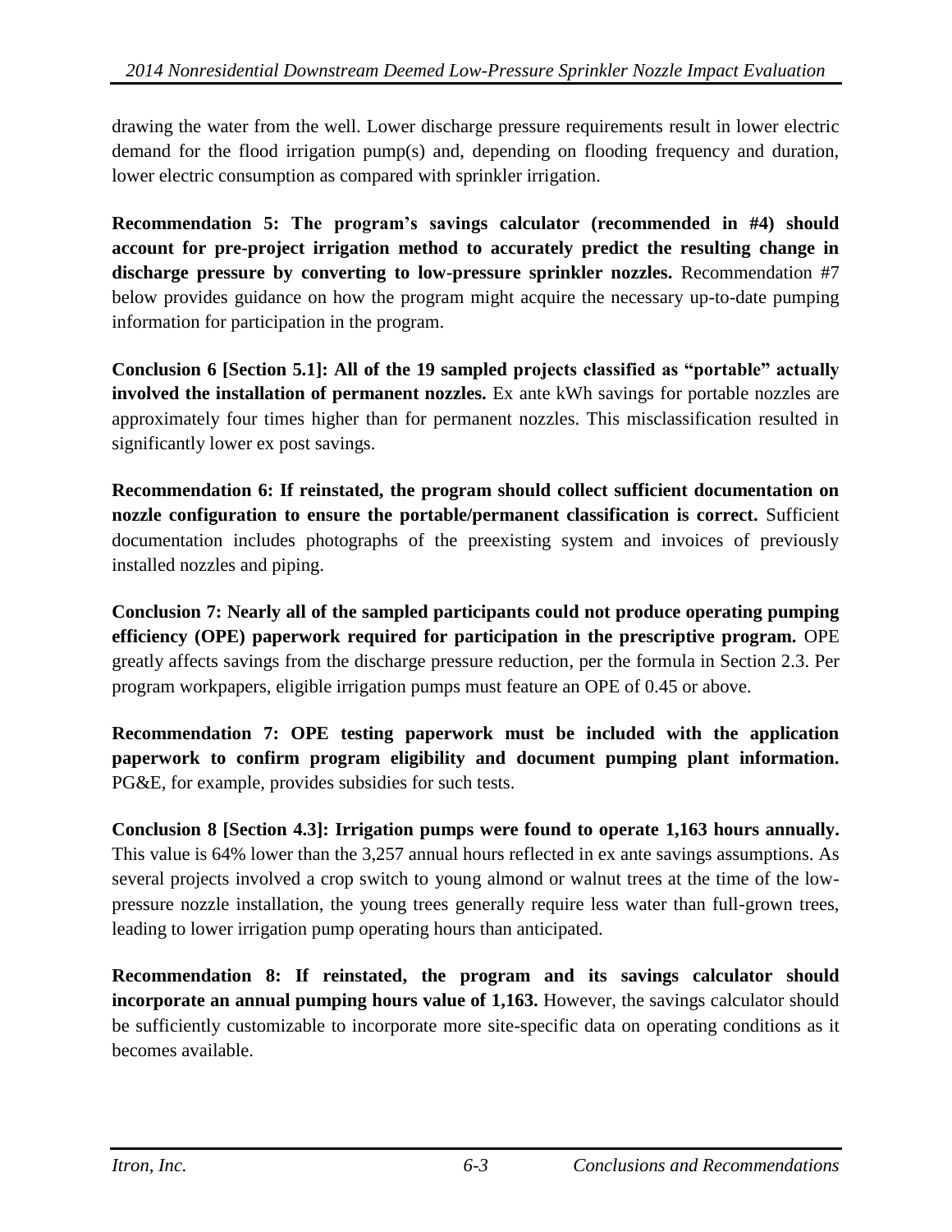drawing the water from the well. Lower discharge pressure requirements result in lower electric demand for the flood irrigation pump(s) and, depending on flooding frequency and duration, lower electric consumption as compared with sprinkler irrigation.

**Recommendation 5: The program's savings calculator (recommended in #4) should account for pre-project irrigation method to accurately predict the resulting change in discharge pressure by converting to low-pressure sprinkler nozzles.** Recommendation #7 below provides guidance on how the program might acquire the necessary up-to-date pumping information for participation in the program.

**Conclusion 6 [Section 5.1]: All of the 19 sampled projects classified as "portable" actually involved the installation of permanent nozzles.** Ex ante kWh savings for portable nozzles are approximately four times higher than for permanent nozzles. This misclassification resulted in significantly lower ex post savings.

**Recommendation 6: If reinstated, the program should collect sufficient documentation on nozzle configuration to ensure the portable/permanent classification is correct.** Sufficient documentation includes photographs of the preexisting system and invoices of previously installed nozzles and piping.

**Conclusion 7: Nearly all of the sampled participants could not produce operating pumping efficiency (OPE) paperwork required for participation in the prescriptive program.** OPE greatly affects savings from the discharge pressure reduction, per the formula in Section 2.3. Per program workpapers, eligible irrigation pumps must feature an OPE of 0.45 or above.

**Recommendation 7: OPE testing paperwork must be included with the application paperwork to confirm program eligibility and document pumping plant information.** PG&E, for example, provides subsidies for such tests.

**Conclusion 8 [Section 4.3]: Irrigation pumps were found to operate 1,163 hours annually.** This value is 64% lower than the 3,257 annual hours reflected in ex ante savings assumptions. As several projects involved a crop switch to young almond or walnut trees at the time of the low-pressure nozzle installation, the young trees generally require less water than full-grown trees, leading to lower irrigation pump operating hours than anticipated.

**Recommendation 8: If reinstated, the program and its savings calculator should incorporate an annual pumping hours value of 1,163.** However, the savings calculator should be sufficiently customizable to incorporate more site-specific data on operating conditions as it becomes available.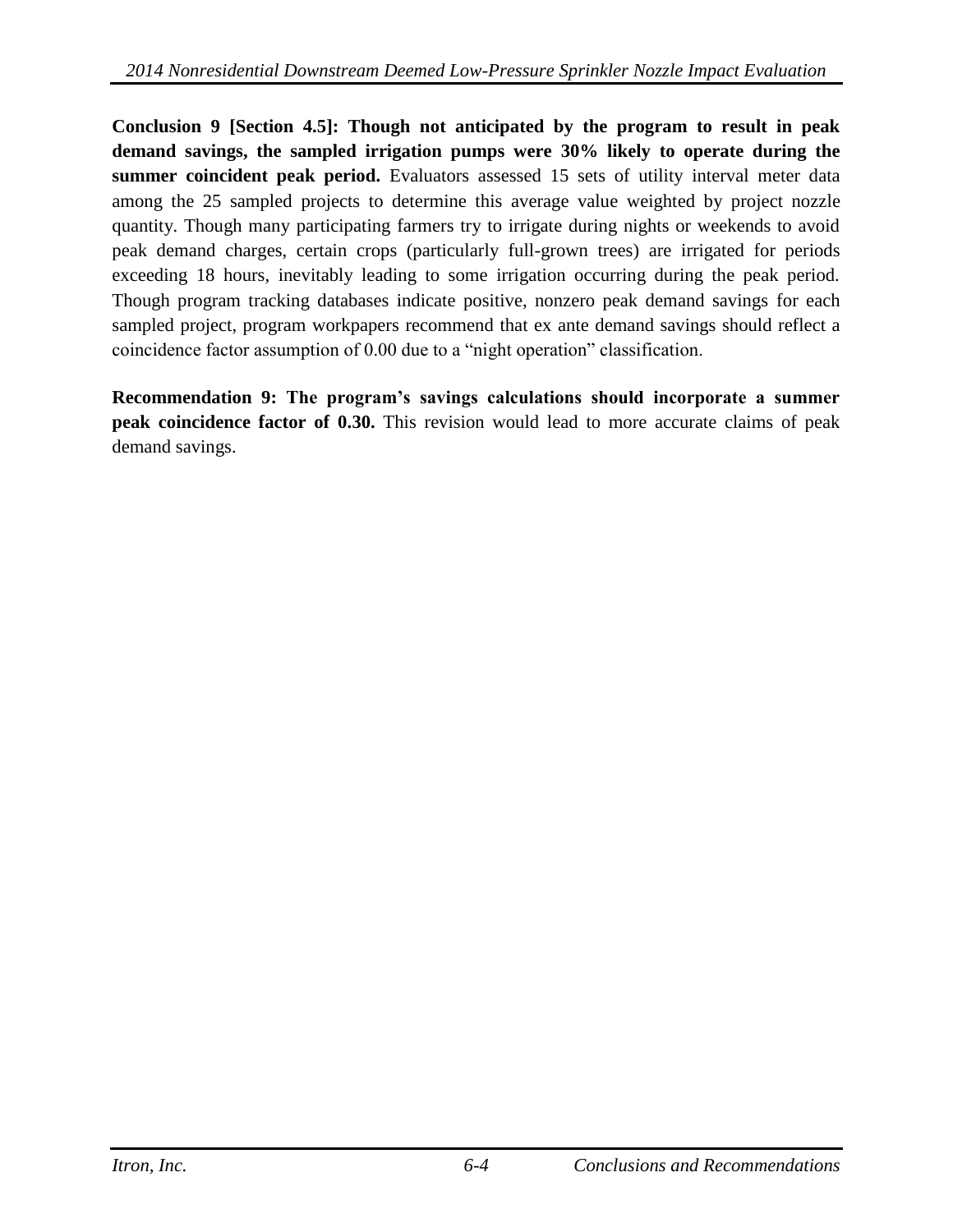**Conclusion 9 [Section 4.5]: Though not anticipated by the program to result in peak demand savings, the sampled irrigation pumps were 30% likely to operate during the summer coincident peak period.** Evaluators assessed 15 sets of utility interval meter data among the 25 sampled projects to determine this average value weighted by project nozzle quantity. Though many participating farmers try to irrigate during nights or weekends to avoid peak demand charges, certain crops (particularly full-grown trees) are irrigated for periods exceeding 18 hours, inevitably leading to some irrigation occurring during the peak period. Though program tracking databases indicate positive, nonzero peak demand savings for each sampled project, program workpapers recommend that ex ante demand savings should reflect a coincidence factor assumption of 0.00 due to a "night operation" classification.

**Recommendation 9: The program's savings calculations should incorporate a summer peak coincidence factor of 0.30.** This revision would lead to more accurate claims of peak demand savings.